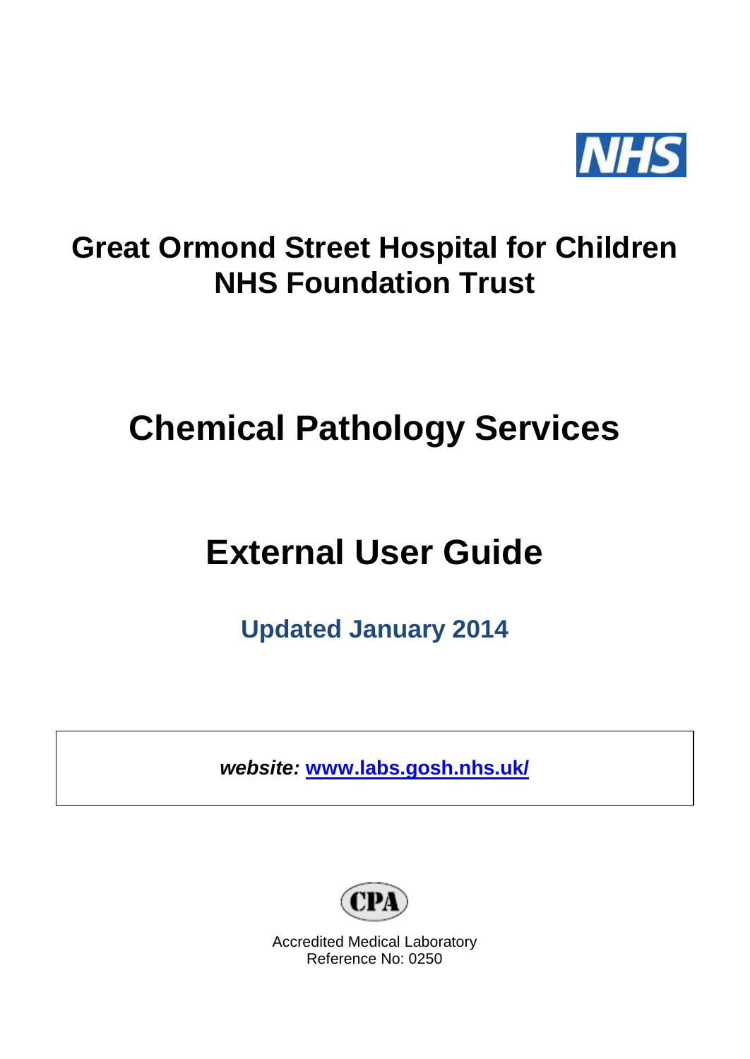NHS

# Great Ormond Street Hospital for Children NHS Foundation Trust

# Chemical Pathology Services

# External User Guide

## Updated January 2014

***website:*** **[www.labs.gosh.nhs.uk/](http://www.labs.gosh.nhs.uk/)**

CPA

Accredited Medical Laboratory
Reference No: 0250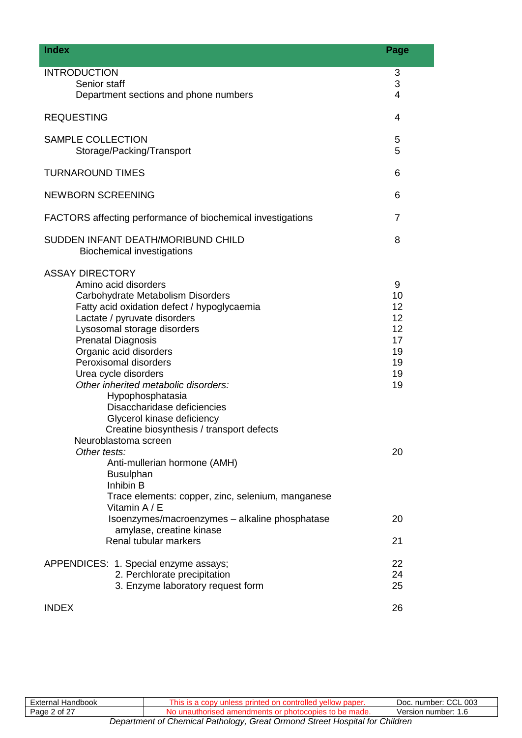| Index | Page |
| --- | --- |
| INTRODUCTION | 3 |
| Senior staff | 3 |
| Department sections and phone numbers | 4 |
| REQUESTING | 4 |
| SAMPLE COLLECTION | 5 |
| Storage/Packing/Transport | 5 |
| TURNAROUND TIMES | 6 |
| NEWBORN SCREENING | 6 |
| FACTORS affecting performance of biochemical investigations | 7 |
| SUDDEN INFANT DEATH/MORIBUND CHILD | 8 |
| Biochemical investigations | |
| ASSAY DIRECTORY | |
| Amino acid disorders | 9 |
| Carbohydrate Metabolism Disorders | 10 |
| Fatty acid oxidation defect / hypoglycaemia | 12 |
| Lactate / pyruvate disorders | 12 |
| Lysosomal storage disorders | 12 |
| Prenatal Diagnosis | 17 |
| Organic acid disorders | 19 |
| Peroxisomal disorders | 19 |
| Urea cycle disorders | 19 |
| *Other inherited metabolic disorders:* | 19 |
| Hypophosphatasia | |
| Disaccharidase deficiencies | |
| Glycerol kinase deficiency | |
| Creatine biosynthesis / transport defects | |
| Neuroblastoma screen | |
| *Other tests:* | 20 |
| Anti-mullerian hormone (AMH) | |
| Busulphan | |
| Inhibin B | |
| Trace elements: copper, zinc, selenium, manganese | |
| Vitamin A / E | |
| Isoenzymes/macroenzymes – alkaline phosphatase amylase, creatine kinase | 20 |
| Renal tubular markers | 21 |
| APPENDICES: 1. Special enzyme assays; | 22 |
| 2. Perchlorate precipitation | 24 |
| 3. Enzyme laboratory request form | 25 |
| INDEX | 26 |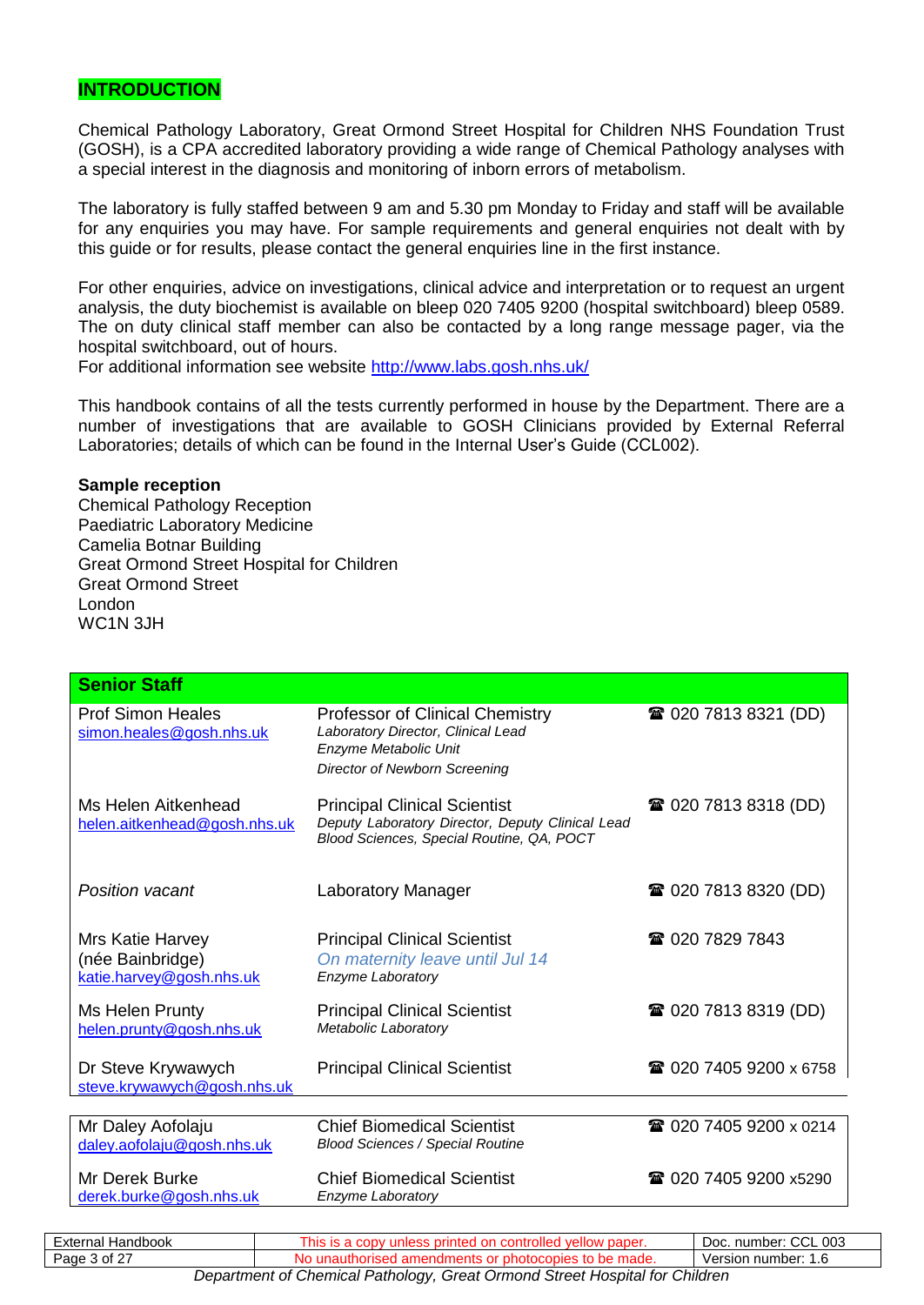## INTRODUCTION

Chemical Pathology Laboratory, Great Ormond Street Hospital for Children NHS Foundation Trust (GOSH), is a CPA accredited laboratory providing a wide range of Chemical Pathology analyses with a special interest in the diagnosis and monitoring of inborn errors of metabolism.

The laboratory is fully staffed between 9 am and 5.30 pm Monday to Friday and staff will be available for any enquiries you may have. For sample requirements and general enquiries not dealt with by this guide or for results, please contact the general enquiries line in the first instance.

For other enquiries, advice on investigations, clinical advice and interpretation or to request an urgent analysis, the duty biochemist is available on bleep 020 7405 9200 (hospital switchboard) bleep 0589. The on duty clinical staff member can also be contacted by a long range message pager, via the hospital switchboard, out of hours.
For additional information see website http://www.labs.gosh.nhs.uk/

This handbook contains of all the tests currently performed in house by the Department. There are a number of investigations that are available to GOSH Clinicians provided by External Referral Laboratories; details of which can be found in the Internal User's Guide (CCL002).

**Sample reception**
Chemical Pathology Reception
Paediatric Laboratory Medicine
Camelia Botnar Building
Great Ormond Street Hospital for Children
Great Ormond Street
London
WC1N 3JH

| **Senior Staff** | | |
|---|---|---|
| Prof Simon Heales<br>simon.heales@gosh.nhs.uk | Professor of Clinical Chemistry<br>*Laboratory Director, Clinical Lead*<br>*Enzyme Metabolic Unit*<br>*Director of Newborn Screening* | ☎ 020 7813 8321 (DD) |
| Ms Helen Aitkenhead<br>helen.aitkenhead@gosh.nhs.uk | Principal Clinical Scientist<br>*Deputy Laboratory Director, Deputy Clinical Lead*<br>*Blood Sciences, Special Routine, QA, POCT* | ☎ 020 7813 8318 (DD) |
| *Position vacant* | Laboratory Manager | ☎ 020 7813 8320 (DD) |
| Mrs Katie Harvey<br>(née Bainbridge)<br>katie.harvey@gosh.nhs.uk | Principal Clinical Scientist<br>*On maternity leave until Jul 14*<br>*Enzyme Laboratory* | ☎ 020 7829 7843 |
| Ms Helen Prunty<br>helen.prunty@gosh.nhs.uk | Principal Clinical Scientist<br>*Metabolic Laboratory* | ☎ 020 7813 8319 (DD) |
| Dr Steve Krywawych<br>steve.krywawych@gosh.nhs.uk | Principal Clinical Scientist | ☎ 020 7405 9200 x 6758 |
| Mr Daley Aofolaju<br>daley.aofolaju@gosh.nhs.uk | Chief Biomedical Scientist<br>*Blood Sciences / Special Routine* | ☎ 020 7405 9200 x 0214 |
| Mr Derek Burke<br>derek.burke@gosh.nhs.uk | Chief Biomedical Scientist<br>*Enzyme Laboratory* | ☎ 020 7405 9200 x5290 |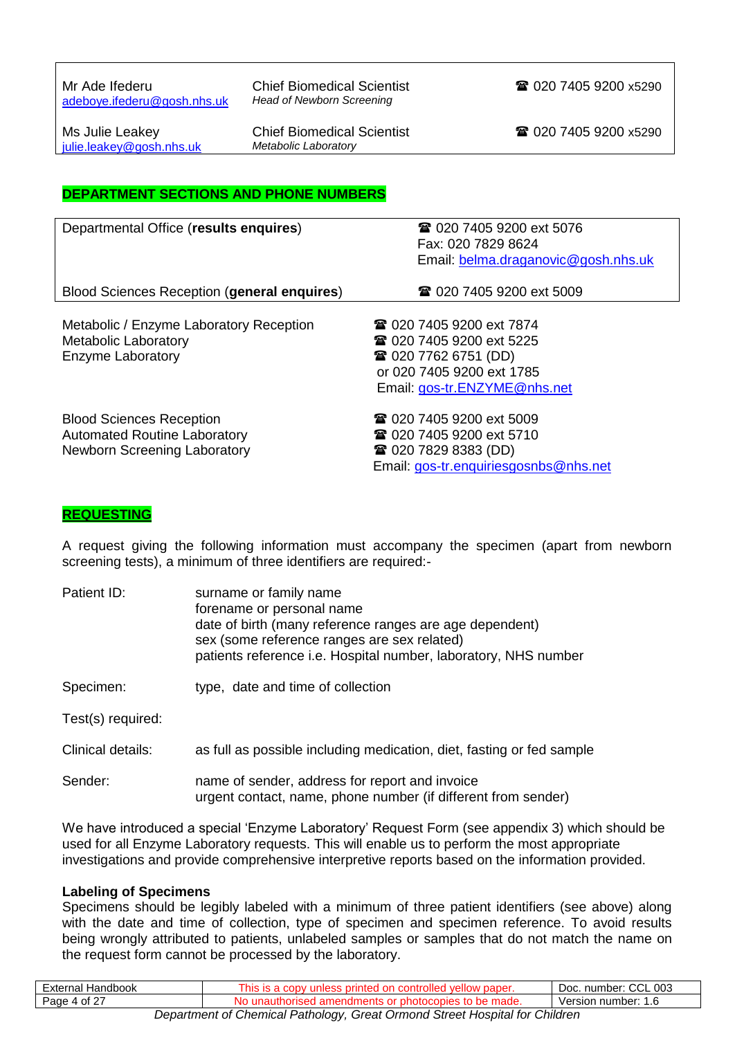| | | |
|---|---|---|
| Mr Ade Ifederu<br>adeboye.ifederu@gosh.nhs.uk | Chief Biomedical Scientist<br>*Head of Newborn Screening* | ☎ 020 7405 9200 x5290 |
| Ms Julie Leakey<br>julie.leakey@gosh.nhs.uk | Chief Biomedical Scientist<br>*Metabolic Laboratory* | ☎ 020 7405 9200 x5290 |

## DEPARTMENT SECTIONS AND PHONE NUMBERS

| | |
|---|---|
| Departmental Office (**results enquires**) | ☎ 020 7405 9200 ext 5076<br>Fax: 020 7829 8624<br>Email: belma.draganovic@gosh.nhs.uk |
| Blood Sciences Reception (**general enquires**) | ☎ 020 7405 9200 ext 5009 |

Metabolic / Enzyme Laboratory Reception ☎ 020 7405 9200 ext 7874
Metabolic Laboratory ☎ 020 7405 9200 ext 5225
Enzyme Laboratory ☎ 020 7762 6751 (DD)
or 020 7405 9200 ext 1785
Email: gos-tr.ENZYME@nhs.net

Blood Sciences Reception ☎ 020 7405 9200 ext 5009
Automated Routine Laboratory ☎ 020 7405 9200 ext 5710
Newborn Screening Laboratory ☎ 020 7829 8383 (DD)
Email: gos-tr.enquiriesgosnbs@nhs.net

## REQUESTING

A request giving the following information must accompany the specimen (apart from newborn screening tests), a minimum of three identifiers are required:-

Patient ID:
- surname or family name
- forename or personal name
- date of birth (many reference ranges are age dependent)
- sex (some reference ranges are sex related)
- patients reference i.e. Hospital number, laboratory, NHS number

Specimen: type, date and time of collection

Test(s) required:

Clinical details: as full as possible including medication, diet, fasting or fed sample

Sender:
- name of sender, address for report and invoice
- urgent contact, name, phone number (if different from sender)

We have introduced a special 'Enzyme Laboratory' Request Form (see appendix 3) which should be used for all Enzyme Laboratory requests. This will enable us to perform the most appropriate investigations and provide comprehensive interpretive reports based on the information provided.

### Labeling of Specimens

Specimens should be legibly labeled with a minimum of three patient identifiers (see above) along with the date and time of collection, type of specimen and specimen reference. To avoid results being wrongly attributed to patients, unlabeled samples or samples that do not match the name on the request form cannot be processed by the laboratory.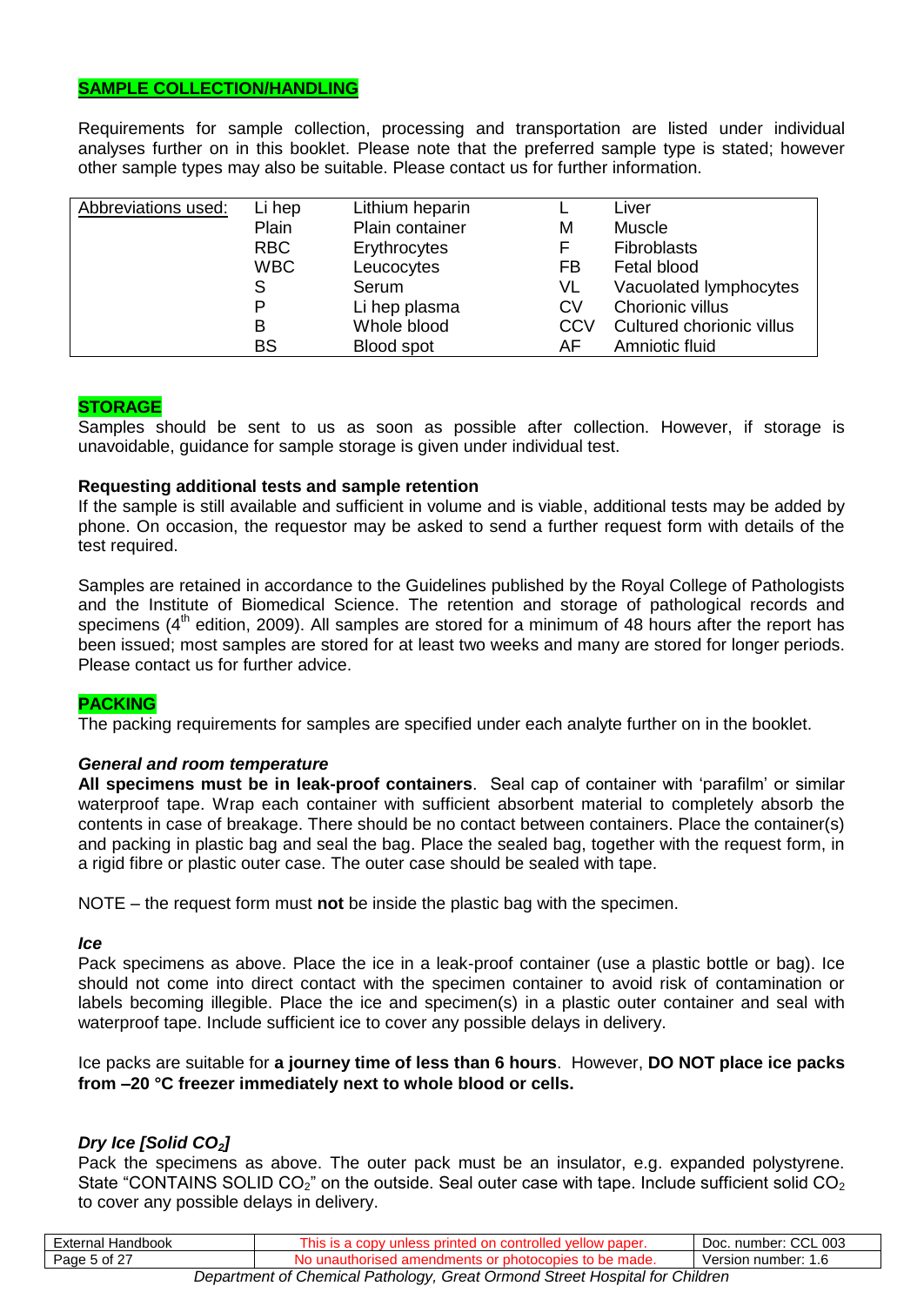## SAMPLE COLLECTION/HANDLING

Requirements for sample collection, processing and transportation are listed under individual analyses further on in this booklet. Please note that the preferred sample type is stated; however other sample types may also be suitable. Please contact us for further information.

| Abbreviations used: | | | | |
|---|---|---|---|---|
| | Li hep | Lithium heparin | L | Liver |
| | Plain | Plain container | M | Muscle |
| | RBC | Erythrocytes | F | Fibroblasts |
| | WBC | Leucocytes | FB | Fetal blood |
| | S | Serum | VL | Vacuolated lymphocytes |
| | P | Li hep plasma | CV | Chorionic villus |
| | B | Whole blood | CCV | Cultured chorionic villus |
| | BS | Blood spot | AF | Amniotic fluid |

## STORAGE

Samples should be sent to us as soon as possible after collection. However, if storage is unavoidable, guidance for sample storage is given under individual test.

### Requesting additional tests and sample retention

If the sample is still available and sufficient in volume and is viable, additional tests may be added by phone. On occasion, the requestor may be asked to send a further request form with details of the test required.

Samples are retained in accordance to the Guidelines published by the Royal College of Pathologists and the Institute of Biomedical Science. The retention and storage of pathological records and specimens (4th edition, 2009). All samples are stored for a minimum of 48 hours after the report has been issued; most samples are stored for at least two weeks and many are stored for longer periods. Please contact us for further advice.

## PACKING

The packing requirements for samples are specified under each analyte further on in the booklet.

### *General and room temperature*

**All specimens must be in leak-proof containers**. Seal cap of container with 'parafilm' or similar waterproof tape. Wrap each container with sufficient absorbent material to completely absorb the contents in case of breakage. There should be no contact between containers. Place the container(s) and packing in plastic bag and seal the bag. Place the sealed bag, together with the request form, in a rigid fibre or plastic outer case. The outer case should be sealed with tape.

NOTE – the request form must **not** be inside the plastic bag with the specimen.

### *Ice*

Pack specimens as above. Place the ice in a leak-proof container (use a plastic bottle or bag). Ice should not come into direct contact with the specimen container to avoid risk of contamination or labels becoming illegible. Place the ice and specimen(s) in a plastic outer container and seal with waterproof tape. Include sufficient ice to cover any possible delays in delivery.

Ice packs are suitable for **a journey time of less than 6 hours**. However, **DO NOT place ice packs from –20 °C freezer immediately next to whole blood or cells.**

### *Dry Ice [Solid $CO_2$]*

Pack the specimens as above. The outer pack must be an insulator, e.g. expanded polystyrene. State "CONTAINS SOLID $CO_2$" on the outside. Seal outer case with tape. Include sufficient solid $CO_2$ to cover any possible delays in delivery.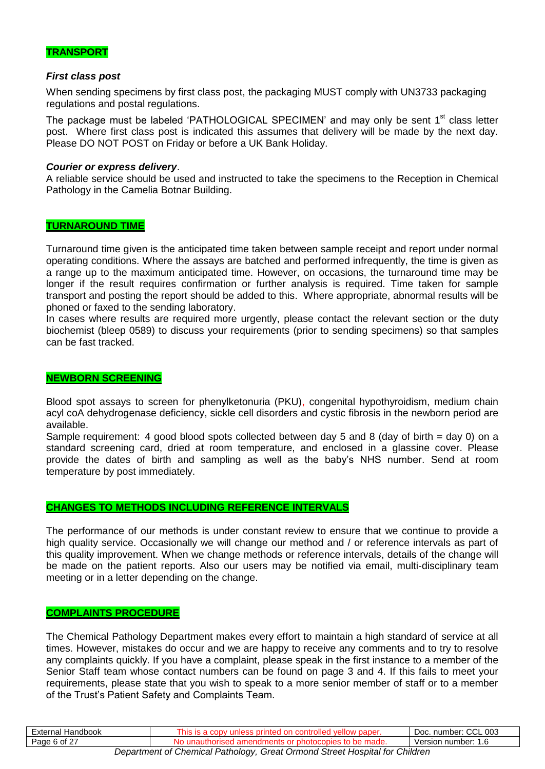## TRANSPORT

### *First class post*

When sending specimens by first class post, the packaging MUST comply with UN3733 packaging regulations and postal regulations.

The package must be labeled 'PATHOLOGICAL SPECIMEN' and may only be sent 1st class letter post. Where first class post is indicated this assumes that delivery will be made by the next day. Please DO NOT POST on Friday or before a UK Bank Holiday.

### *Courier or express delivery*.

A reliable service should be used and instructed to take the specimens to the Reception in Chemical Pathology in the Camelia Botnar Building.

## TURNAROUND TIME

Turnaround time given is the anticipated time taken between sample receipt and report under normal operating conditions. Where the assays are batched and performed infrequently, the time is given as a range up to the maximum anticipated time. However, on occasions, the turnaround time may be longer if the result requires confirmation or further analysis is required. Time taken for sample transport and posting the report should be added to this. Where appropriate, abnormal results will be phoned or faxed to the sending laboratory.

In cases where results are required more urgently, please contact the relevant section or the duty biochemist (bleep 0589) to discuss your requirements (prior to sending specimens) so that samples can be fast tracked.

## NEWBORN SCREENING

Blood spot assays to screen for phenylketonuria (PKU), congenital hypothyroidism, medium chain acyl coA dehydrogenase deficiency, sickle cell disorders and cystic fibrosis in the newborn period are available.

Sample requirement: 4 good blood spots collected between day 5 and 8 (day of birth = day 0) on a standard screening card, dried at room temperature, and enclosed in a glassine cover. Please provide the dates of birth and sampling as well as the baby's NHS number. Send at room temperature by post immediately.

## CHANGES TO METHODS INCLUDING REFERENCE INTERVALS

The performance of our methods is under constant review to ensure that we continue to provide a high quality service. Occasionally we will change our method and / or reference intervals as part of this quality improvement. When we change methods or reference intervals, details of the change will be made on the patient reports. Also our users may be notified via email, multi-disciplinary team meeting or in a letter depending on the change.

## COMPLAINTS PROCEDURE

The Chemical Pathology Department makes every effort to maintain a high standard of service at all times. However, mistakes do occur and we are happy to receive any comments and to try to resolve any complaints quickly. If you have a complaint, please speak in the first instance to a member of the Senior Staff team whose contact numbers can be found on page 3 and 4. If this fails to meet your requirements, please state that you wish to speak to a more senior member of staff or to a member of the Trust's Patient Safety and Complaints Team.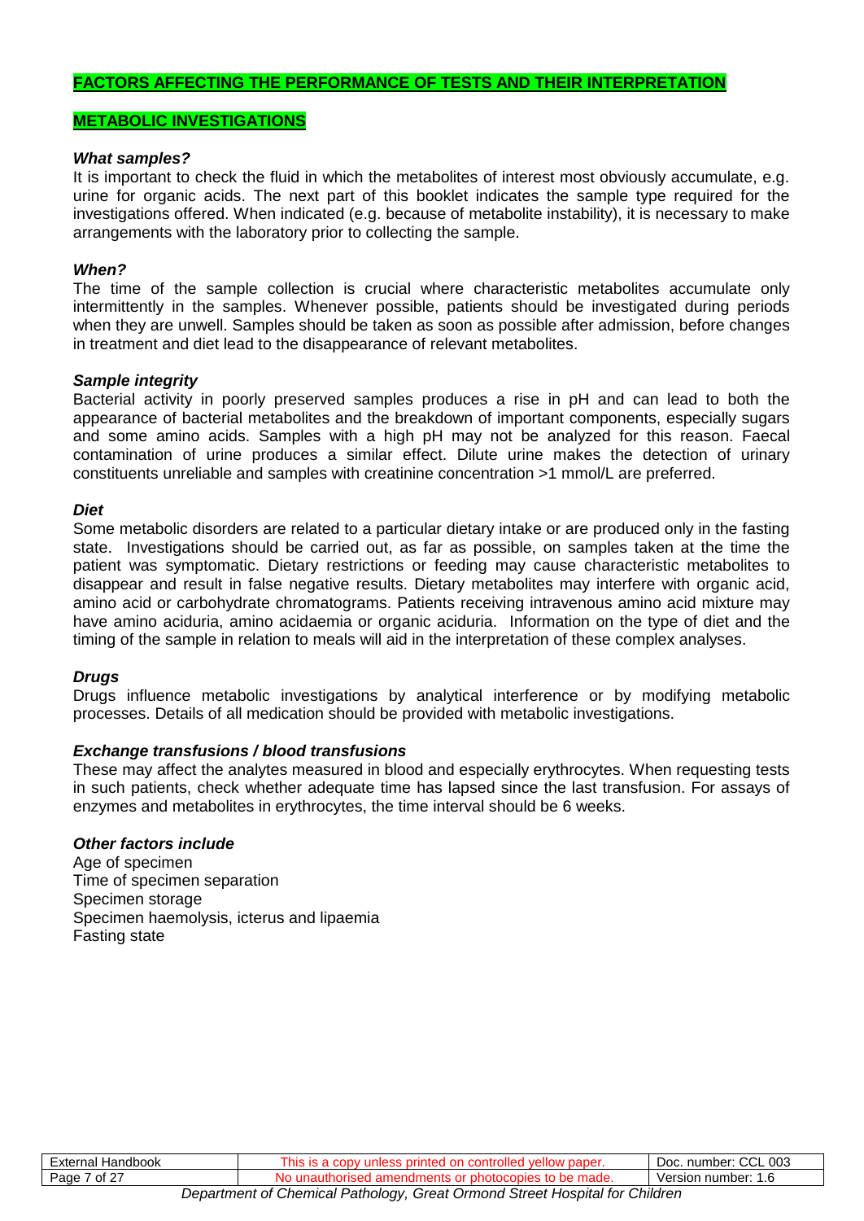## FACTORS AFFECTING THE PERFORMANCE OF TESTS AND THEIR INTERPRETATION

## METABOLIC INVESTIGATIONS

***What samples?***

It is important to check the fluid in which the metabolites of interest most obviously accumulate, e.g. urine for organic acids. The next part of this booklet indicates the sample type required for the investigations offered. When indicated (e.g. because of metabolite instability), it is necessary to make arrangements with the laboratory prior to collecting the sample.

***When?***

The time of the sample collection is crucial where characteristic metabolites accumulate only intermittently in the samples. Whenever possible, patients should be investigated during periods when they are unwell. Samples should be taken as soon as possible after admission, before changes in treatment and diet lead to the disappearance of relevant metabolites.

***Sample integrity***

Bacterial activity in poorly preserved samples produces a rise in pH and can lead to both the appearance of bacterial metabolites and the breakdown of important components, especially sugars and some amino acids. Samples with a high pH may not be analyzed for this reason. Faecal contamination of urine produces a similar effect. Dilute urine makes the detection of urinary constituents unreliable and samples with creatinine concentration >1 mmol/L are preferred.

***Diet***

Some metabolic disorders are related to a particular dietary intake or are produced only in the fasting state. Investigations should be carried out, as far as possible, on samples taken at the time the patient was symptomatic. Dietary restrictions or feeding may cause characteristic metabolites to disappear and result in false negative results. Dietary metabolites may interfere with organic acid, amino acid or carbohydrate chromatograms. Patients receiving intravenous amino acid mixture may have amino aciduria, amino acidaemia or organic aciduria. Information on the type of diet and the timing of the sample in relation to meals will aid in the interpretation of these complex analyses.

***Drugs***

Drugs influence metabolic investigations by analytical interference or by modifying metabolic processes. Details of all medication should be provided with metabolic investigations.

***Exchange transfusions / blood transfusions***

These may affect the analytes measured in blood and especially erythrocytes. When requesting tests in such patients, check whether adequate time has lapsed since the last transfusion. For assays of enzymes and metabolites in erythrocytes, the time interval should be 6 weeks.

***Other factors include***

Age of specimen
Time of specimen separation
Specimen storage
Specimen haemolysis, icterus and lipaemia
Fasting state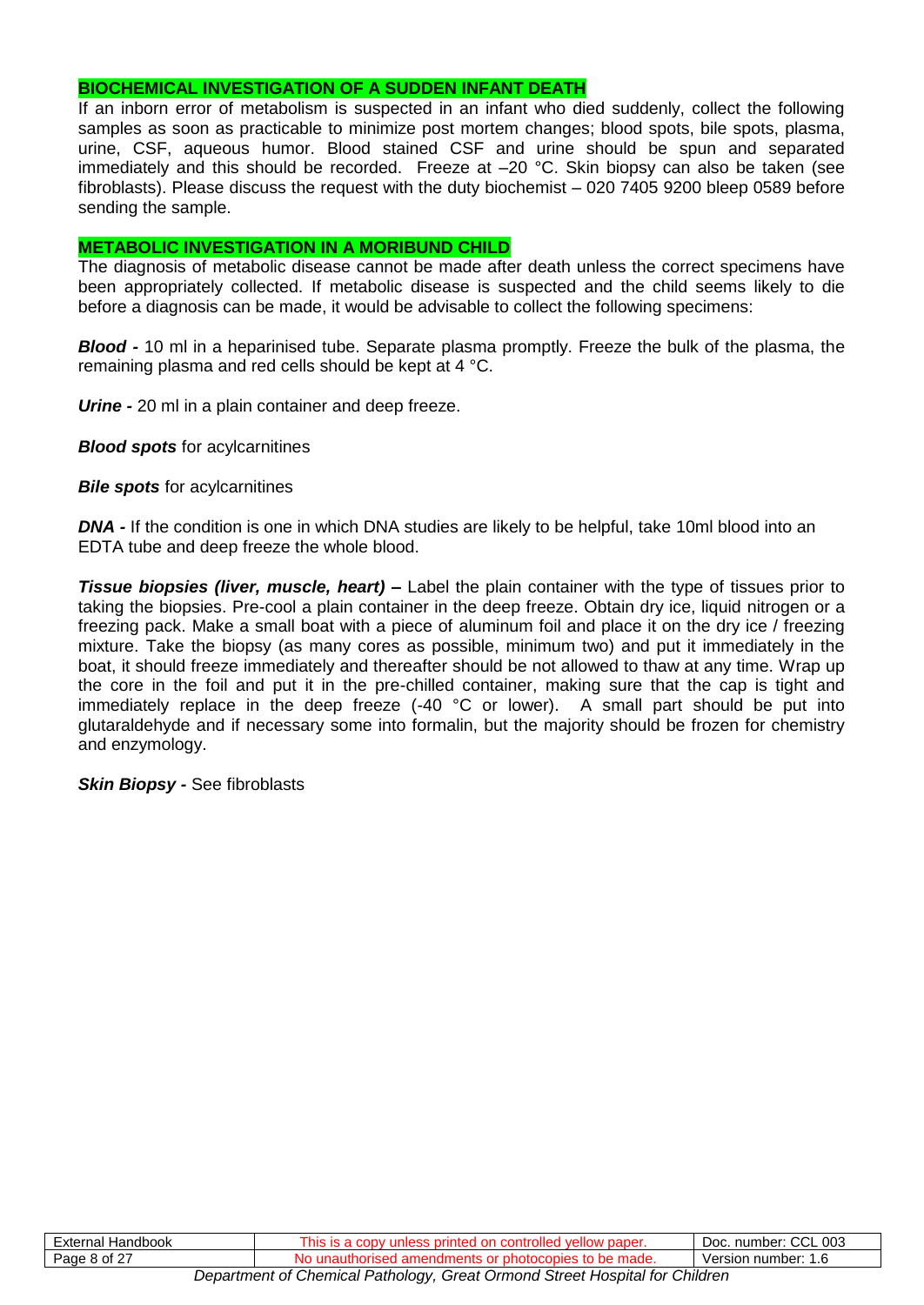## BIOCHEMICAL INVESTIGATION OF A SUDDEN INFANT DEATH

If an inborn error of metabolism is suspected in an infant who died suddenly, collect the following samples as soon as practicable to minimize post mortem changes; blood spots, bile spots, plasma, urine, CSF, aqueous humor. Blood stained CSF and urine should be spun and separated immediately and this should be recorded. Freeze at –20 °C. Skin biopsy can also be taken (see fibroblasts). Please discuss the request with the duty biochemist – 020 7405 9200 bleep 0589 before sending the sample.

## METABOLIC INVESTIGATION IN A MORIBUND CHILD

The diagnosis of metabolic disease cannot be made after death unless the correct specimens have been appropriately collected. If metabolic disease is suspected and the child seems likely to die before a diagnosis can be made, it would be advisable to collect the following specimens:

***Blood -*** 10 ml in a heparinised tube. Separate plasma promptly. Freeze the bulk of the plasma, the remaining plasma and red cells should be kept at 4 °C.

***Urine -*** 20 ml in a plain container and deep freeze.

***Blood spots*** for acylcarnitines

***Bile spots*** for acylcarnitines

***DNA -*** If the condition is one in which DNA studies are likely to be helpful, take 10ml blood into an EDTA tube and deep freeze the whole blood.

***Tissue biopsies (liver, muscle, heart) –*** Label the plain container with the type of tissues prior to taking the biopsies. Pre-cool a plain container in the deep freeze. Obtain dry ice, liquid nitrogen or a freezing pack. Make a small boat with a piece of aluminum foil and place it on the dry ice / freezing mixture. Take the biopsy (as many cores as possible, minimum two) and put it immediately in the boat, it should freeze immediately and thereafter should be not allowed to thaw at any time. Wrap up the core in the foil and put it in the pre-chilled container, making sure that the cap is tight and immediately replace in the deep freeze (-40 °C or lower). A small part should be put into glutaraldehyde and if necessary some into formalin, but the majority should be frozen for chemistry and enzymology.

***Skin Biopsy -*** See fibroblasts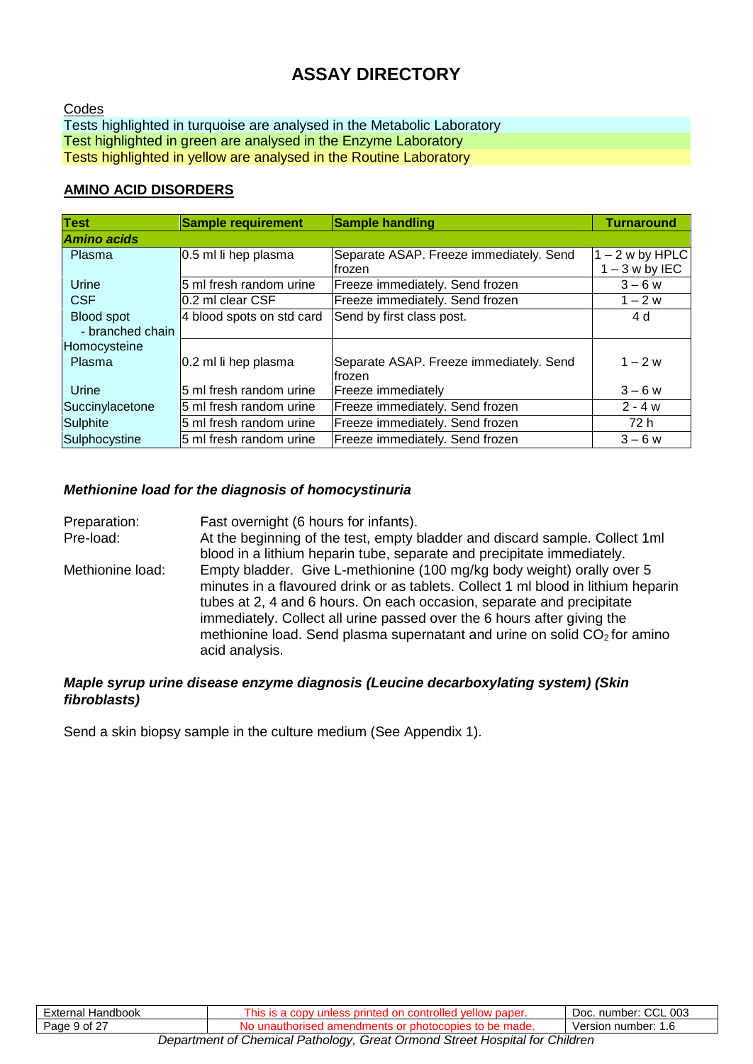# ASSAY DIRECTORY

Codes

Tests highlighted in turquoise are analysed in the Metabolic Laboratory
Test highlighted in green are analysed in the Enzyme Laboratory
Tests highlighted in yellow are analysed in the Routine Laboratory

## AMINO ACID DISORDERS

| Test | Sample requirement | Sample handling | Turnaround |
|---|---|---|---|
| ***Amino acids*** | | | |
| Plasma | 0.5 ml li hep plasma | Separate ASAP. Freeze immediately. Send frozen | 1 – 2 w by HPLC<br>1 – 3 w by IEC |
| Urine | 5 ml fresh random urine | Freeze immediately. Send frozen | 3 – 6 w |
| CSF | 0.2 ml clear CSF | Freeze immediately. Send frozen | 1 – 2 w |
| Blood spot - branched chain | 4 blood spots on std card | Send by first class post. | 4 d |
| Homocysteine | | | |
| Plasma | 0.2 ml li hep plasma | Separate ASAP. Freeze immediately. Send frozen | 1 – 2 w |
| Urine | 5 ml fresh random urine | Freeze immediately | 3 – 6 w |
| Succinylacetone | 5 ml fresh random urine | Freeze immediately. Send frozen | 2 - 4 w |
| Sulphite | 5 ml fresh random urine | Freeze immediately. Send frozen | 72 h |
| Sulphocystine | 5 ml fresh random urine | Freeze immediately. Send frozen | 3 – 6 w |

### *Methionine load for the diagnosis of homocystinuria*

Preparation: Fast overnight (6 hours for infants).

Pre-load: At the beginning of the test, empty bladder and discard sample. Collect 1ml blood in a lithium heparin tube, separate and precipitate immediately.

Methionine load: Empty bladder. Give L-methionine (100 mg/kg body weight) orally over 5 minutes in a flavoured drink or as tablets. Collect 1 ml blood in lithium heparin tubes at 2, 4 and 6 hours. On each occasion, separate and precipitate immediately. Collect all urine passed over the 6 hours after giving the methionine load. Send plasma supernatant and urine on solid $CO_2$ for amino acid analysis.

### *Maple syrup urine disease enzyme diagnosis (Leucine decarboxylating system) (Skin fibroblasts)*

Send a skin biopsy sample in the culture medium (See Appendix 1).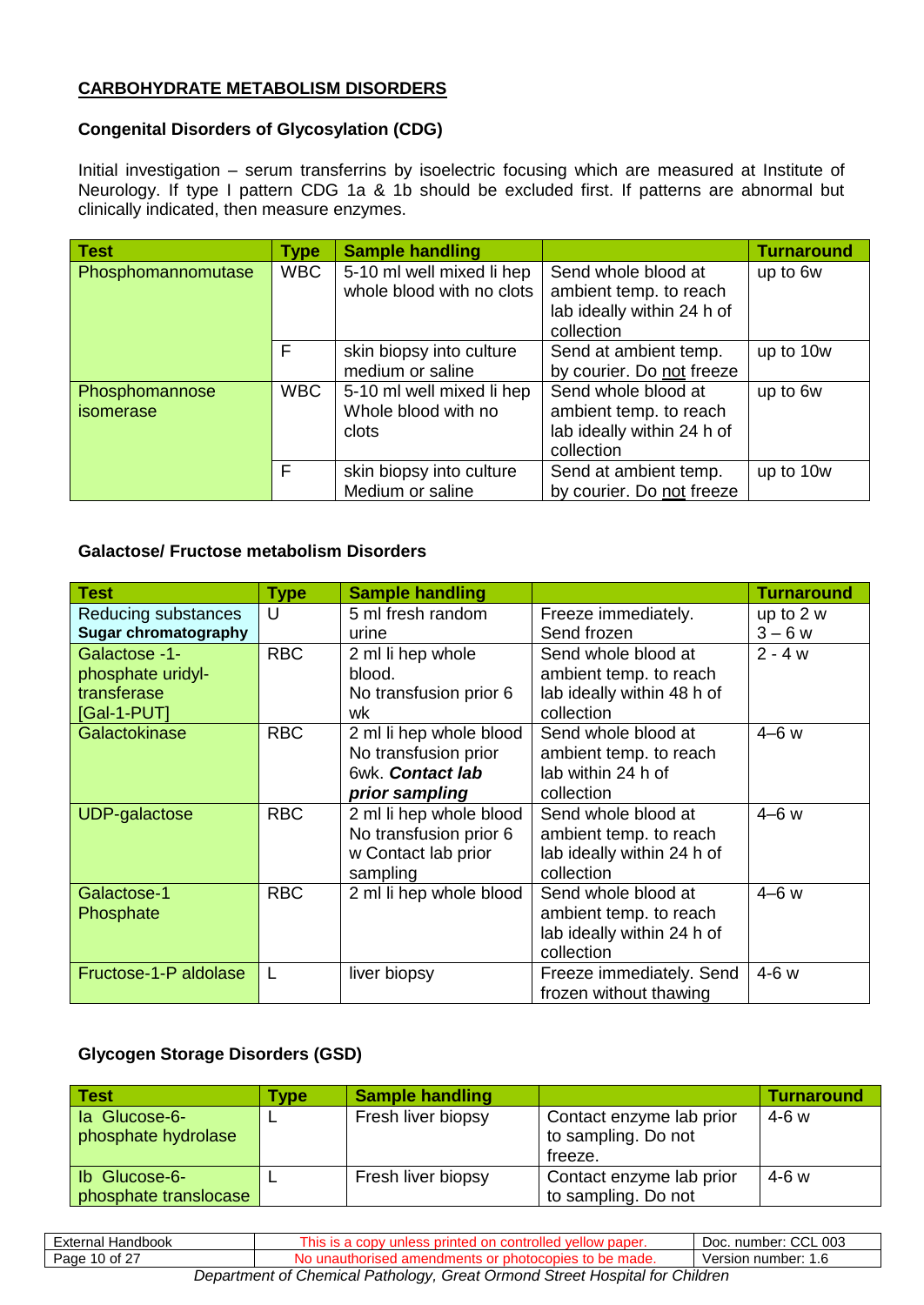## CARBOHYDRATE METABOLISM DISORDERS

### Congenital Disorders of Glycosylation (CDG)

Initial investigation – serum transferrins by isoelectric focusing which are measured at Institute of Neurology. If type I pattern CDG 1a & 1b should be excluded first. If patterns are abnormal but clinically indicated, then measure enzymes.

| Test | Type | Sample handling | | Turnaround |
|---|---|---|---|---|
| Phosphomannomutase | WBC | 5-10 ml well mixed li hep whole blood with no clots | Send whole blood at ambient temp. to reach lab ideally within 24 h of collection | up to 6w |
| | F | skin biopsy into culture medium or saline | Send at ambient temp. by courier. Do not freeze | up to 10w |
| Phosphomannose isomerase | WBC | 5-10 ml well mixed li hep Whole blood with no clots | Send whole blood at ambient temp. to reach lab ideally within 24 h of collection | up to 6w |
| | F | skin biopsy into culture Medium or saline | Send at ambient temp. by courier. Do not freeze | up to 10w |

### Galactose/ Fructose metabolism Disorders

| Test | Type | Sample handling | | Turnaround |
|---|---|---|---|---|
| Reducing substances<br>**Sugar chromatography** | U | 5 ml fresh random urine | Freeze immediately. Send frozen | up to 2 w<br>3 – 6 w |
| Galactose -1-phosphate uridyl-transferase [Gal-1-PUT] | RBC | 2 ml li hep whole blood. No transfusion prior 6 wk | Send whole blood at ambient temp. to reach lab ideally within 48 h of collection | 2 - 4 w |
| Galactokinase | RBC | 2 ml li hep whole blood No transfusion prior 6wk. ***Contact lab prior sampling*** | Send whole blood at ambient temp. to reach lab within 24 h of collection | 4–6 w |
| UDP-galactose | RBC | 2 ml li hep whole blood No transfusion prior 6 w Contact lab prior sampling | Send whole blood at ambient temp. to reach lab ideally within 24 h of collection | 4–6 w |
| Galactose-1 Phosphate | RBC | 2 ml li hep whole blood | Send whole blood at ambient temp. to reach lab ideally within 24 h of collection | 4–6 w |
| Fructose-1-P aldolase | L | liver biopsy | Freeze immediately. Send frozen without thawing | 4-6 w |

### Glycogen Storage Disorders (GSD)

| Test | Type | Sample handling | | Turnaround |
|---|---|---|---|---|
| Ia Glucose-6-phosphate hydrolase | L | Fresh liver biopsy | Contact enzyme lab prior to sampling. Do not freeze. | 4-6 w |
| Ib Glucose-6-phosphate translocase | L | Fresh liver biopsy | Contact enzyme lab prior to sampling. Do not | 4-6 w |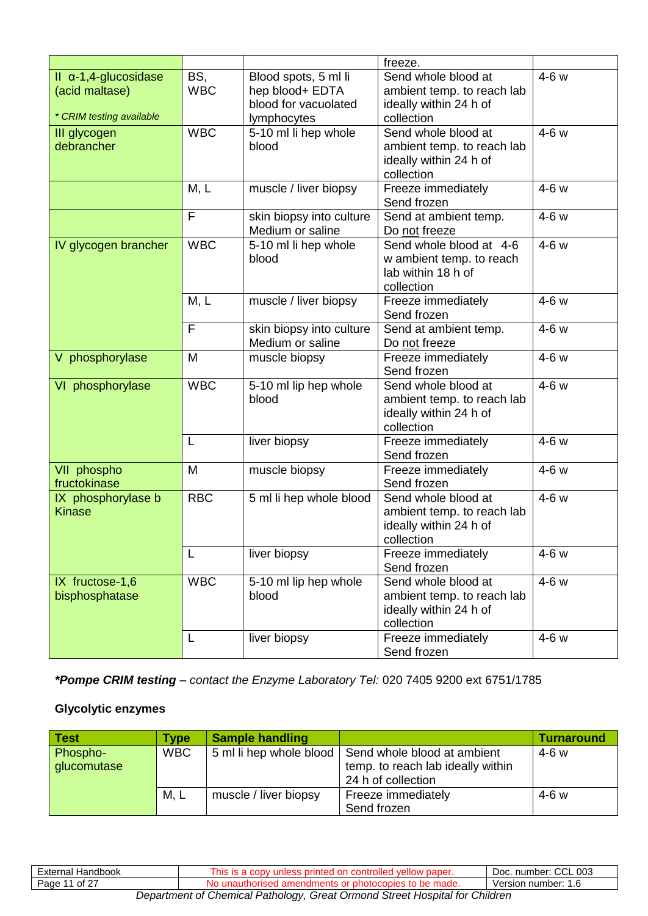| | | | | |
|---|---|---|---|---|
| | | | freeze. | |
| II α-1,4-glucosidase (acid maltase)<br><br>* CRIM testing available | BS, WBC | Blood spots, 5 ml li hep blood+ EDTA blood for vacuolated lymphocytes | Send whole blood at ambient temp. to reach lab ideally within 24 h of collection | 4-6 w |
| III glycogen debrancher | WBC | 5-10 ml li hep whole blood | Send whole blood at ambient temp. to reach lab ideally within 24 h of collection | 4-6 w |
| | M, L | muscle / liver biopsy | Freeze immediately Send frozen | 4-6 w |
| | F | skin biopsy into culture Medium or saline | Send at ambient temp. Do not freeze | 4-6 w |
| IV glycogen brancher | WBC | 5-10 ml li hep whole blood | Send whole blood at 4-6 w ambient temp. to reach lab within 18 h of collection | 4-6 w |
| | M, L | muscle / liver biopsy | Freeze immediately Send frozen | 4-6 w |
| | F | skin biopsy into culture Medium or saline | Send at ambient temp. Do not freeze | 4-6 w |
| V phosphorylase | M | muscle biopsy | Freeze immediately Send frozen | 4-6 w |
| VI phosphorylase | WBC | 5-10 ml lip hep whole blood | Send whole blood at ambient temp. to reach lab ideally within 24 h of collection | 4-6 w |
| | L | liver biopsy | Freeze immediately Send frozen | 4-6 w |
| VII phospho fructokinase | M | muscle biopsy | Freeze immediately Send frozen | 4-6 w |
| IX phosphorylase b Kinase | RBC | 5 ml li hep whole blood | Send whole blood at ambient temp. to reach lab ideally within 24 h of collection | 4-6 w |
| | L | liver biopsy | Freeze immediately Send frozen | 4-6 w |
| IX fructose-1,6 bisphosphatase | WBC | 5-10 ml lip hep whole blood | Send whole blood at ambient temp. to reach lab ideally within 24 h of collection | 4-6 w |
| | L | liver biopsy | Freeze immediately Send frozen | 4-6 w |

***Pompe CRIM testing** – contact the Enzyme Laboratory Tel:* 020 7405 9200 ext 6751/1785

**Glycolytic enzymes**

| Test | Type | Sample handling | | Turnaround |
|---|---|---|---|---|
| Phospho-glucomutase | WBC | 5 ml li hep whole blood | Send whole blood at ambient temp. to reach lab ideally within 24 h of collection | 4-6 w |
| | M, L | muscle / liver biopsy | Freeze immediately Send frozen | 4-6 w |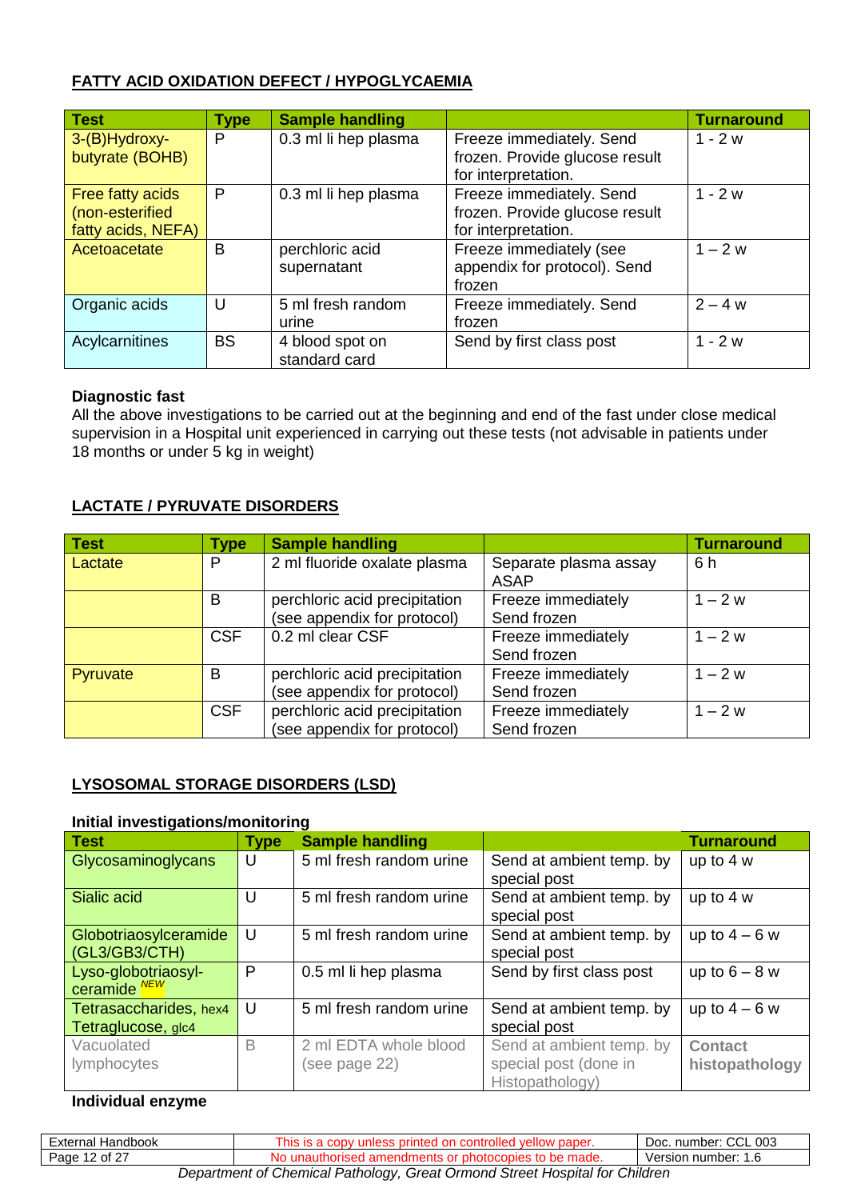## FATTY ACID OXIDATION DEFECT / HYPOGLYCAEMIA

| Test | Type | Sample handling | | Turnaround |
|---|---|---|---|---|
| 3-(B)Hydroxy-butyrate (BOHB) | P | 0.3 ml li hep plasma | Freeze immediately. Send frozen. Provide glucose result for interpretation. | 1 - 2 w |
| Free fatty acids (non-esterified fatty acids, NEFA) | P | 0.3 ml li hep plasma | Freeze immediately. Send frozen. Provide glucose result for interpretation. | 1 - 2 w |
| Acetoacetate | B | perchloric acid supernatant | Freeze immediately (see appendix for protocol). Send frozen | 1 – 2 w |
| Organic acids | U | 5 ml fresh random urine | Freeze immediately. Send frozen | 2 – 4 w |
| Acylcarnitines | BS | 4 blood spot on standard card | Send by first class post | 1 - 2 w |

**Diagnostic fast**
All the above investigations to be carried out at the beginning and end of the fast under close medical supervision in a Hospital unit experienced in carrying out these tests (not advisable in patients under 18 months or under 5 kg in weight)

## LACTATE / PYRUVATE DISORDERS

| Test | Type | Sample handling | | Turnaround |
|---|---|---|---|---|
| Lactate | P | 2 ml fluoride oxalate plasma | Separate plasma assay ASAP | 6 h |
| | B | perchloric acid precipitation (see appendix for protocol) | Freeze immediately Send frozen | 1 – 2 w |
| | CSF | 0.2 ml clear CSF | Freeze immediately Send frozen | 1 – 2 w |
| Pyruvate | B | perchloric acid precipitation (see appendix for protocol) | Freeze immediately Send frozen | 1 – 2 w |
| | CSF | perchloric acid precipitation (see appendix for protocol) | Freeze immediately Send frozen | 1 – 2 w |

## LYSOSOMAL STORAGE DISORDERS (LSD)

**Initial investigations/monitoring**

| Test | Type | Sample handling | | Turnaround |
|---|---|---|---|---|
| Glycosaminoglycans | U | 5 ml fresh random urine | Send at ambient temp. by special post | up to 4 w |
| Sialic acid | U | 5 ml fresh random urine | Send at ambient temp. by special post | up to 4 w |
| Globotriaosylceramide (GL3/GB3/CTH) | U | 5 ml fresh random urine | Send at ambient temp. by special post | up to 4 – 6 w |
| Lyso-globotriaosyl-ceramide *NEW* | P | 0.5 ml li hep plasma | Send by first class post | up to 6 – 8 w |
| Tetrasaccharides, hex4 Tetraglucose, glc4 | U | 5 ml fresh random urine | Send at ambient temp. by special post | up to 4 – 6 w |
| Vacuolated lymphocytes | B | 2 ml EDTA whole blood (see page 22) | Send at ambient temp. by special post (done in Histopathology) | **Contact histopathology** |

**Individual enzyme**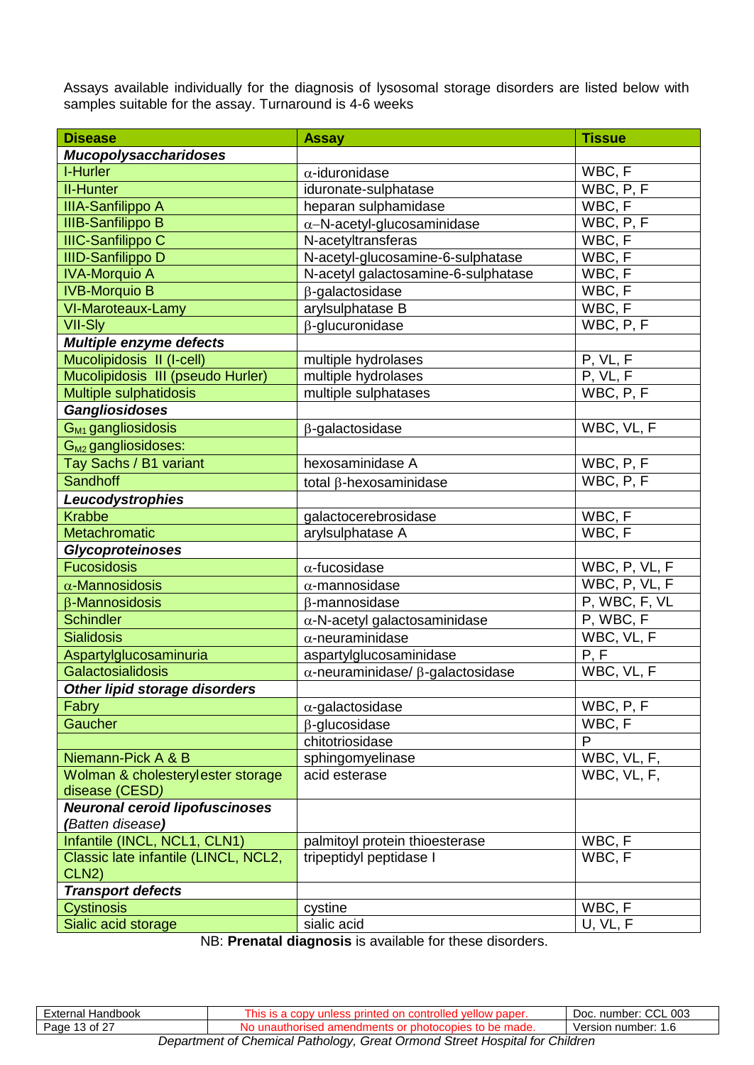Assays available individually for the diagnosis of lysosomal storage disorders are listed below with samples suitable for the assay. Turnaround is 4-6 weeks

| Disease | Assay | Tissue |
|---|---|---|
| ***Mucopolysaccharidoses*** | | |
| I-Hurler | α-iduronidase | WBC, F |
| II-Hunter | iduronate-sulphatase | WBC, P, F |
| IIIA-Sanfilippo A | heparan sulphamidase | WBC, F |
| IIIB-Sanfilippo B | α–N-acetyl-glucosaminidase | WBC, P, F |
| IIIC-Sanfilippo C | N-acetyltransferas | WBC, F |
| IIID-Sanfilippo D | N-acetyl-glucosamine-6-sulphatase | WBC, F |
| IVA-Morquio A | N-acetyl galactosamine-6-sulphatase | WBC, F |
| IVB-Morquio B | β-galactosidase | WBC, F |
| VI-Maroteaux-Lamy | arylsulphatase B | WBC, F |
| VII-Sly | β-glucuronidase | WBC, P, F |
| ***Multiple enzyme defects*** | | |
| Mucolipidosis II (I-cell) | multiple hydrolases | P, VL, F |
| Mucolipidosis III (pseudo Hurler) | multiple hydrolases | P, VL, F |
| Multiple sulphatidosis | multiple sulphatases | WBC, P, F |
| ***Gangliosidoses*** | | |
| $G_{M1}$ gangliosidosis | β-galactosidase | WBC, VL, F |
| $G_{M2}$ gangliosidoses: | | |
| Tay Sachs / B1 variant | hexosaminidase A | WBC, P, F |
| Sandhoff | total β-hexosaminidase | WBC, P, F |
| ***Leucodystrophies*** | | |
| Krabbe | galactocerebrosidase | WBC, F |
| Metachromatic | arylsulphatase A | WBC, F |
| ***Glycoproteinoses*** | | |
| Fucosidosis | α-fucosidase | WBC, P, VL, F |
| α-Mannosidosis | α-mannosidase | WBC, P, VL, F |
| β-Mannosidosis | β-mannosidase | P, WBC, F, VL |
| Schindler | α-N-acetyl galactosaminidase | P, WBC, F |
| Sialidosis | α-neuraminidase | WBC, VL, F |
| Aspartylglucosaminuria | aspartylglucosaminidase | P, F |
| Galactosialidosis | α-neuraminidase/ β-galactosidase | WBC, VL, F |
| ***Other lipid storage disorders*** | | |
| Fabry | α-galactosidase | WBC, P, F |
| Gaucher | β-glucosidase | WBC, F |
| | chitotriosidase | P |
| Niemann-Pick A & B | sphingomyelinase | WBC, VL, F, |
| Wolman & cholesterylester storage disease (CESD) | acid esterase | WBC, VL, F, |
| ***Neuronal ceroid lipofuscinoses (Batten disease)*** | | |
| Infantile (INCL, NCL1, CLN1) | palmitoyl protein thioesterase | WBC, F |
| Classic late infantile (LINCL, NCL2, CLN2) | tripeptidyl peptidase I | WBC, F |
| ***Transport defects*** | | |
| Cystinosis | cystine | WBC, F |
| Sialic acid storage | sialic acid | U, VL, F |

NB: **Prenatal diagnosis** is available for these disorders.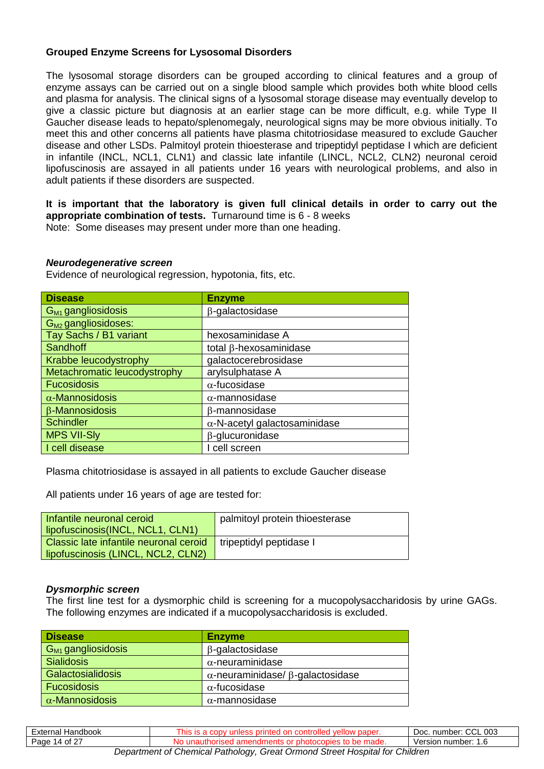## Grouped Enzyme Screens for Lysosomal Disorders

The lysosomal storage disorders can be grouped according to clinical features and a group of enzyme assays can be carried out on a single blood sample which provides both white blood cells and plasma for analysis. The clinical signs of a lysosomal storage disease may eventually develop to give a classic picture but diagnosis at an earlier stage can be more difficult, e.g. while Type II Gaucher disease leads to hepato/splenomegaly, neurological signs may be more obvious initially. To meet this and other concerns all patients have plasma chitotriosidase measured to exclude Gaucher disease and other LSDs. Palmitoyl protein thioesterase and tripeptidyl peptidase I which are deficient in infantile (INCL, NCL1, CLN1) and classic late infantile (LINCL, NCL2, CLN2) neuronal ceroid lipofuscinosis are assayed in all patients under 16 years with neurological problems, and also in adult patients if these disorders are suspected.

**It is important that the laboratory is given full clinical details in order to carry out the appropriate combination of tests.** Turnaround time is 6 - 8 weeks
Note: Some diseases may present under more than one heading.

### *Neurodegenerative screen*

Evidence of neurological regression, hypotonia, fits, etc.

| Disease | Enzyme |
|---|---|
| $G_{M1}$ gangliosidosis | β-galactosidase |
| $G_{M2}$ gangliosidoses: | |
| Tay Sachs / B1 variant | hexosaminidase A |
| Sandhoff | total β-hexosaminidase |
| Krabbe leucodystrophy | galactocerebrosidase |
| Metachromatic leucodystrophy | arylsulphatase A |
| Fucosidosis | α-fucosidase |
| α-Mannosidosis | α-mannosidase |
| β-Mannosidosis | β-mannosidase |
| Schindler | α-N-acetyl galactosaminidase |
| MPS VII-Sly | β-glucuronidase |
| I cell disease | I cell screen |

Plasma chitotriosidase is assayed in all patients to exclude Gaucher disease

All patients under 16 years of age are tested for:

| | |
|---|---|
| Infantile neuronal ceroid lipofuscinosis(INCL, NCL1, CLN1) | palmitoyl protein thioesterase |
| Classic late infantile neuronal ceroid lipofuscinosis (LINCL, NCL2, CLN2) | tripeptidyl peptidase I |

### *Dysmorphic screen*

The first line test for a dysmorphic child is screening for a mucopolysaccharidosis by urine GAGs. The following enzymes are indicated if a mucopolysaccharidosis is excluded.

| Disease | Enzyme |
|---|---|
| $G_{M1}$ gangliosidosis | β-galactosidase |
| Sialidosis | α-neuraminidase |
| Galactosialidosis | α-neuraminidase/ β-galactosidase |
| Fucosidosis | α-fucosidase |
| α-Mannosidosis | α-mannosidase |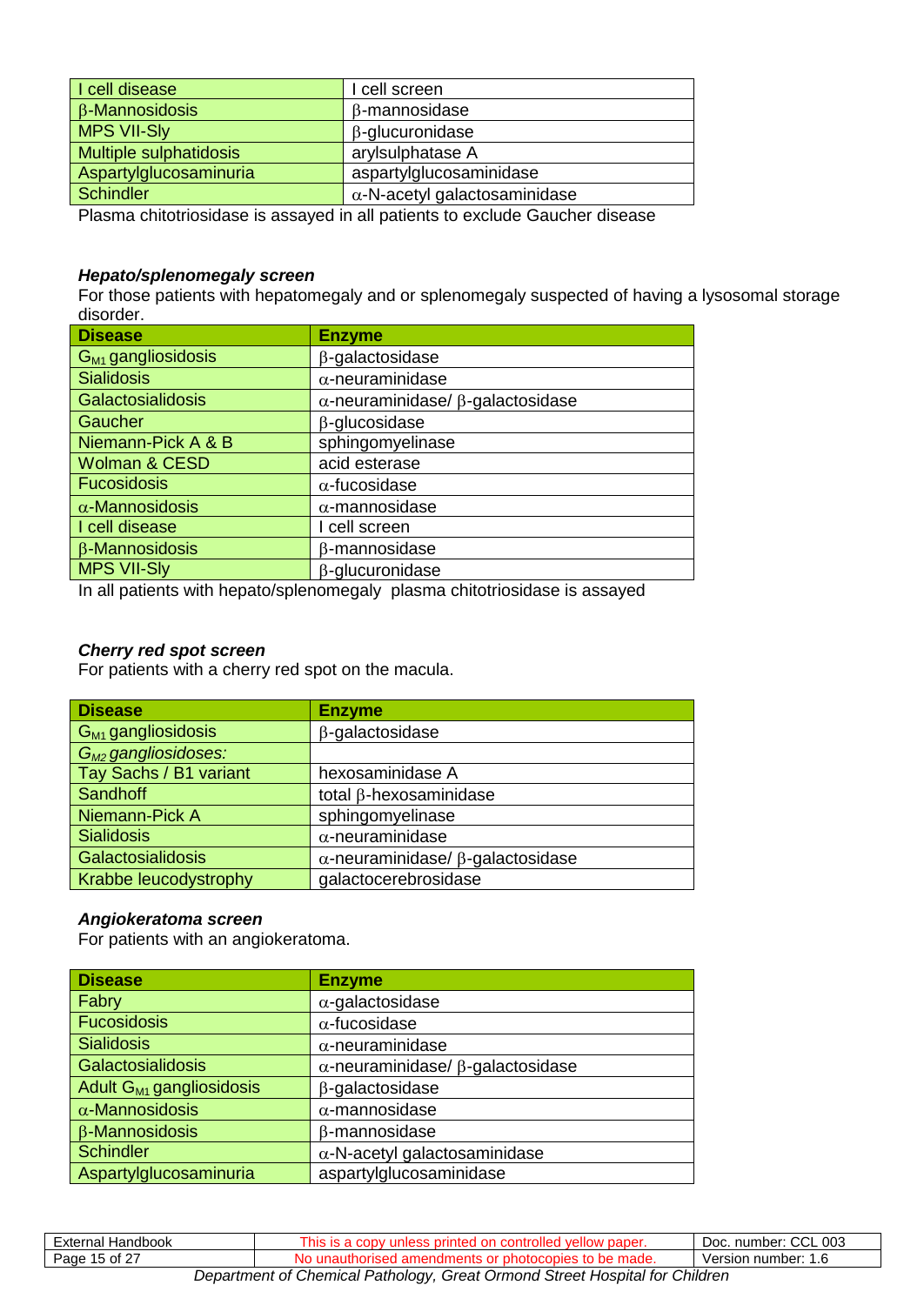| | |
|---|---|
| I cell disease | I cell screen |
| $\beta$-Mannosidosis | $\beta$-mannosidase |
| MPS VII-Sly | $\beta$-glucuronidase |
| Multiple sulphatidosis | arylsulphatase A |
| Aspartylglucosaminuria | aspartylglucosaminidase |
| Schindler | $\alpha$-N-acetyl galactosaminidase |

Plasma chitotriosidase is assayed in all patients to exclude Gaucher disease

### *Hepato/splenomegaly screen*

For those patients with hepatomegaly and or splenomegaly suspected of having a lysosomal storage disorder.

| Disease | Enzyme |
|---|---|
| $G_{M1}$ gangliosidosis | $\beta$-galactosidase |
| Sialidosis | $\alpha$-neuraminidase |
| Galactosialidosis | $\alpha$-neuraminidase/ $\beta$-galactosidase |
| Gaucher | $\beta$-glucosidase |
| Niemann-Pick A & B | sphingomyelinase |
| Wolman & CESD | acid esterase |
| Fucosidosis | $\alpha$-fucosidase |
| $\alpha$-Mannosidosis | $\alpha$-mannosidase |
| I cell disease | I cell screen |
| $\beta$-Mannosidosis | $\beta$-mannosidase |
| MPS VII-Sly | $\beta$-glucuronidase |

In all patients with hepato/splenomegaly plasma chitotriosidase is assayed

### *Cherry red spot screen*

For patients with a cherry red spot on the macula.

| Disease | Enzyme |
|---|---|
| $G_{M1}$ gangliosidosis | $\beta$-galactosidase |
| *$G_{M2}$ gangliosidoses:* | |
| Tay Sachs / B1 variant | hexosaminidase A |
| Sandhoff | total $\beta$-hexosaminidase |
| Niemann-Pick A | sphingomyelinase |
| Sialidosis | $\alpha$-neuraminidase |
| Galactosialidosis | $\alpha$-neuraminidase/ $\beta$-galactosidase |
| Krabbe leucodystrophy | galactocerebrosidase |

### *Angiokeratoma screen*

For patients with an angiokeratoma.

| Disease | Enzyme |
|---|---|
| Fabry | $\alpha$-galactosidase |
| Fucosidosis | $\alpha$-fucosidase |
| Sialidosis | $\alpha$-neuraminidase |
| Galactosialidosis | $\alpha$-neuraminidase/ $\beta$-galactosidase |
| Adult $G_{M1}$ gangliosidosis | $\beta$-galactosidase |
| $\alpha$-Mannosidosis | $\alpha$-mannosidase |
| $\beta$-Mannosidosis | $\beta$-mannosidase |
| Schindler | $\alpha$-N-acetyl galactosaminidase |
| Aspartylglucosaminuria | aspartylglucosaminidase |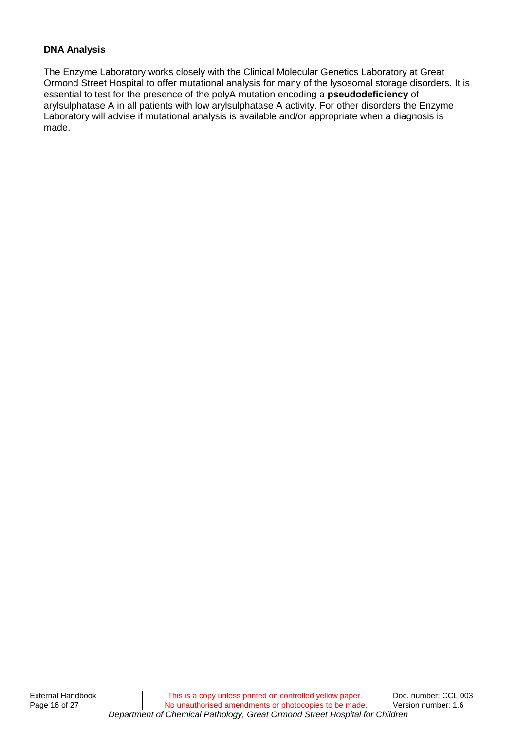**DNA Analysis**

The Enzyme Laboratory works closely with the Clinical Molecular Genetics Laboratory at Great Ormond Street Hospital to offer mutational analysis for many of the lysosomal storage disorders. It is essential to test for the presence of the polyA mutation encoding a **pseudodeficiency** of arylsulphatase A in all patients with low arylsulphatase A activity. For other disorders the Enzyme Laboratory will advise if mutational analysis is available and/or appropriate when a diagnosis is made.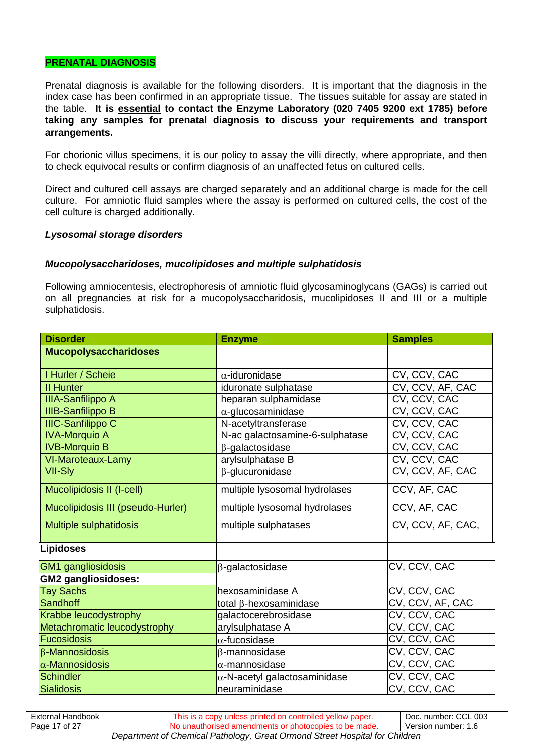**PRENATAL DIAGNOSIS**

Prenatal diagnosis is available for the following disorders. It is important that the diagnosis in the index case has been confirmed in an appropriate tissue. The tissues suitable for assay are stated in the table. **It is essential to contact the Enzyme Laboratory (020 7405 9200 ext 1785) before taking any samples for prenatal diagnosis to discuss your requirements and transport arrangements.**

For chorionic villus specimens, it is our policy to assay the villi directly, where appropriate, and then to check equivocal results or confirm diagnosis of an unaffected fetus on cultured cells.

Direct and cultured cell assays are charged separately and an additional charge is made for the cell culture. For amniotic fluid samples where the assay is performed on cultured cells, the cost of the cell culture is charged additionally.

***Lysosomal storage disorders***

***Mucopolysaccharidoses, mucolipidoses and multiple sulphatidosis***

Following amniocentesis, electrophoresis of amniotic fluid glycosaminoglycans (GAGs) is carried out on all pregnancies at risk for a mucopolysaccharidosis, mucolipidoses II and III or a multiple sulphatidosis.

| Disorder | Enzyme | Samples |
|---|---|---|
| **Mucopolysaccharidoses** | | |
| I Hurler / Scheie | α-iduronidase | CV, CCV, CAC |
| II Hunter | iduronate sulphatase | CV, CCV, AF, CAC |
| IIIA-Sanfilippo A | heparan sulphamidase | CV, CCV, CAC |
| IIIB-Sanfilippo B | α-glucosaminidase | CV, CCV, CAC |
| IIIC-Sanfilippo C | N-acetyltransferase | CV, CCV, CAC |
| IVA-Morquio A | N-ac galactosamine-6-sulphatase | CV, CCV, CAC |
| IVB-Morquio B | β-galactosidase | CV, CCV, CAC |
| VI-Maroteaux-Lamy | arylsulphatase B | CV, CCV, CAC |
| VII-Sly | β-glucuronidase | CV, CCV, AF, CAC |
| Mucolipidosis II (I-cell) | multiple lysosomal hydrolases | CCV, AF, CAC |
| Mucolipidosis III (pseudo-Hurler) | multiple lysosomal hydrolases | CCV, AF, CAC |
| Multiple sulphatidosis | multiple sulphatases | CV, CCV, AF, CAC, |
| **Lipidoses** | | |
| GM1 gangliosidosis | β-galactosidase | CV, CCV, CAC |
| **GM2 gangliosidoses:** | | |
| Tay Sachs | hexosaminidase A | CV, CCV, CAC |
| Sandhoff | total β-hexosaminidase | CV, CCV, AF, CAC |
| Krabbe leucodystrophy | galactocerebrosidase | CV, CCV, CAC |
| Metachromatic leucodystrophy | arylsulphatase A | CV, CCV, CAC |
| Fucosidosis | α-fucosidase | CV, CCV, CAC |
| β-Mannosidosis | β-mannosidase | CV, CCV, CAC |
| α-Mannosidosis | α-mannosidase | CV, CCV, CAC |
| Schindler | α-N-acetyl galactosaminidase | CV, CCV, CAC |
| Sialidosis | neuraminidase | CV, CCV, CAC |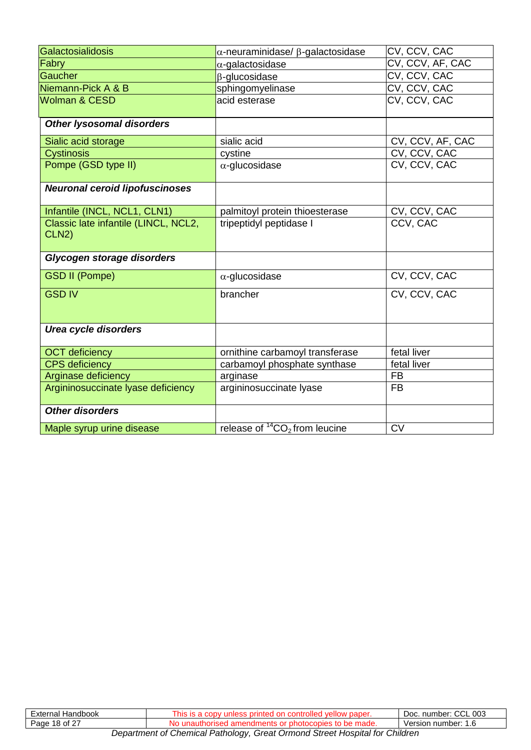| | | |
|---|---|---|
| Galactosialidosis | α-neuraminidase/ β-galactosidase | CV, CCV, CAC |
| Fabry | α-galactosidase | CV, CCV, AF, CAC |
| Gaucher | β-glucosidase | CV, CCV, CAC |
| Niemann-Pick A & B | sphingomyelinase | CV, CCV, CAC |
| Wolman & CESD | acid esterase | CV, CCV, CAC |
| ***Other lysosomal disorders*** | | |
| Sialic acid storage | sialic acid | CV, CCV, AF, CAC |
| Cystinosis | cystine | CV, CCV, CAC |
| Pompe (GSD type II) | α-glucosidase | CV, CCV, CAC |
| ***Neuronal ceroid lipofuscinoses*** | | |
| Infantile (INCL, NCL1, CLN1) | palmitoyl protein thioesterase | CV, CCV, CAC |
| Classic late infantile (LINCL, NCL2, CLN2) | tripeptidyl peptidase I | CCV, CAC |
| ***Glycogen storage disorders*** | | |
| GSD II (Pompe) | α-glucosidase | CV, CCV, CAC |
| GSD IV | brancher | CV, CCV, CAC |
| ***Urea cycle disorders*** | | |
| OCT deficiency | ornithine carbamoyl transferase | fetal liver |
| CPS deficiency | carbamoyl phosphate synthase | fetal liver |
| Arginase deficiency | arginase | FB |
| Argininosuccinate lyase deficiency | argininosuccinate lyase | FB |
| ***Other disorders*** | | |
| Maple syrup urine disease | release of $^{14}CO_2$ from leucine | CV |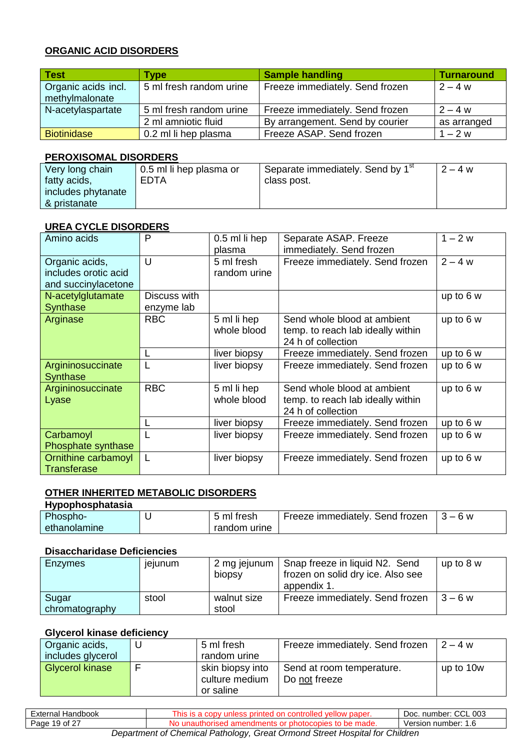## ORGANIC ACID DISORDERS

| Test | Type | Sample handling | Turnaround |
|---|---|---|---|
| Organic acids incl. methylmalonate | 5 ml fresh random urine | Freeze immediately. Send frozen | 2 – 4 w |
| N-acetylaspartate | 5 ml fresh random urine | Freeze immediately. Send frozen | 2 – 4 w |
| | 2 ml amniotic fluid | By arrangement. Send by courier | as arranged |
| Biotinidase | 0.2 ml li hep plasma | Freeze ASAP. Send frozen | 1 – 2 w |

## PEROXISOMAL DISORDERS

| | | | |
|---|---|---|---|
| Very long chain fatty acids, includes phytanate & pristanate | 0.5 ml li hep plasma or EDTA | Separate immediately. Send by 1st class post. | 2 – 4 w |

## UREA CYCLE DISORDERS

| | | | | |
|---|---|---|---|---|
| Amino acids | P | 0.5 ml li hep plasma | Separate ASAP. Freeze immediately. Send frozen | 1 – 2 w |
| Organic acids, includes orotic acid and succinylacetone | U | 5 ml fresh random urine | Freeze immediately. Send frozen | 2 – 4 w |
| N-acetylglutamate Synthase | Discuss with enzyme lab | | | up to 6 w |
| Arginase | RBC | 5 ml li hep whole blood | Send whole blood at ambient temp. to reach lab ideally within 24 h of collection | up to 6 w |
| | L | liver biopsy | Freeze immediately. Send frozen | up to 6 w |
| Argininosuccinate Synthase | L | liver biopsy | Freeze immediately. Send frozen | up to 6 w |
| Argininosuccinate Lyase | RBC | 5 ml li hep whole blood | Send whole blood at ambient temp. to reach lab ideally within 24 h of collection | up to 6 w |
| | L | liver biopsy | Freeze immediately. Send frozen | up to 6 w |
| Carbamoyl Phosphate synthase | L | liver biopsy | Freeze immediately. Send frozen | up to 6 w |
| Ornithine carbamoyl Transferase | L | liver biopsy | Freeze immediately. Send frozen | up to 6 w |

## OTHER INHERITED METABOLIC DISORDERS

### Hypophosphatasia

| | | | | |
|---|---|---|---|---|
| Phospho-ethanolamine | U | 5 ml fresh random urine | Freeze immediately. Send frozen | 3 – 6 w |

### Disaccharidase Deficiencies

| | | | | |
|---|---|---|---|---|
| Enzymes | jejunum | 2 mg jejunum biopsy | Snap freeze in liquid N2. Send frozen on solid dry ice. Also see appendix 1. | up to 8 w |
| Sugar chromatography | stool | walnut size stool | Freeze immediately. Send frozen | 3 – 6 w |

### Glycerol kinase deficiency

| | | | | |
|---|---|---|---|---|
| Organic acids, includes glycerol | U | 5 ml fresh random urine | Freeze immediately. Send frozen | 2 – 4 w |
| Glycerol kinase | F | skin biopsy into culture medium or saline | Send at room temperature. Do not freeze | up to 10w |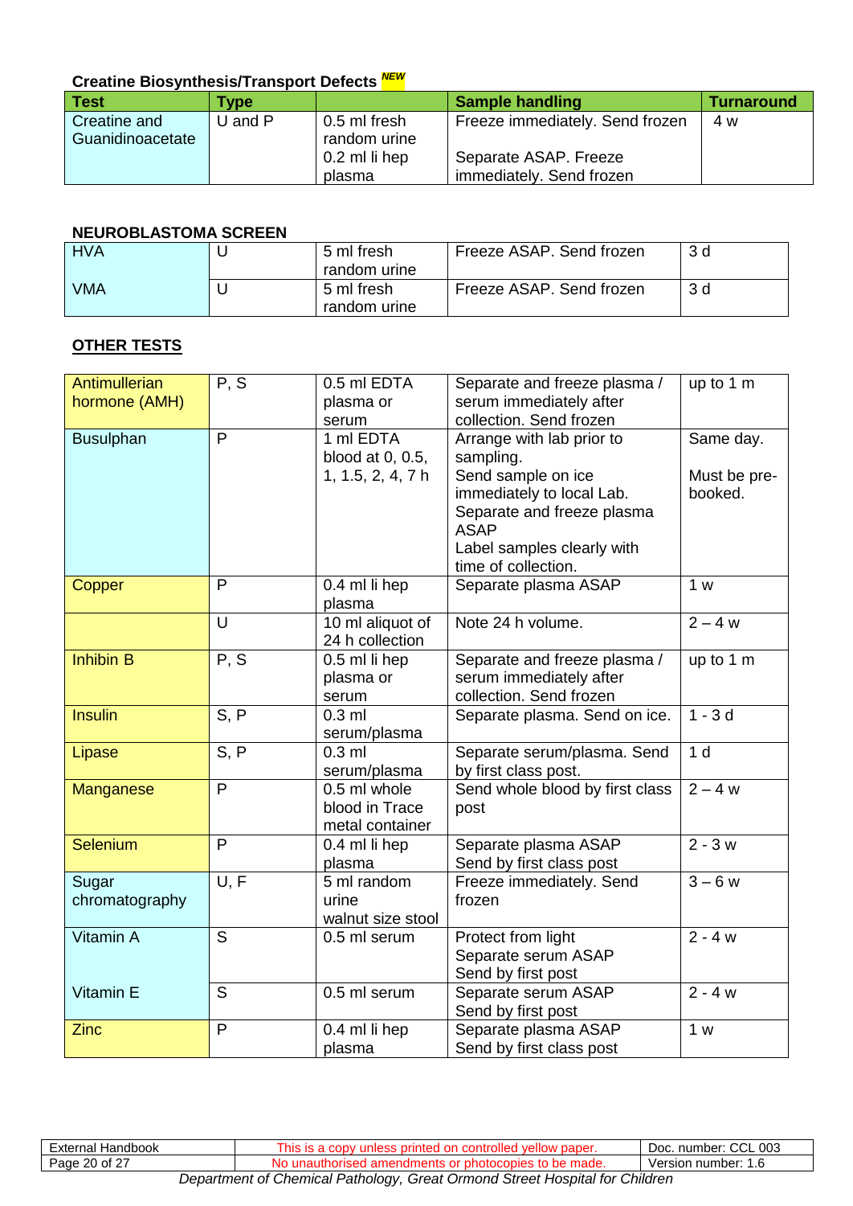### Creatine Biosynthesis/Transport Defects *NEW*

| Test | Type | | Sample handling | Turnaround |
|---|---|---|---|---|
| Creatine and Guanidinoacetate | U and P | 0.5 ml fresh random urine | Freeze immediately. Send frozen | 4 w |
| | | 0.2 ml li hep plasma | Separate ASAP. Freeze immediately. Send frozen | |

### NEUROBLASTOMA SCREEN

| | | | | |
|---|---|---|---|---|
| HVA | U | 5 ml fresh random urine | Freeze ASAP. Send frozen | 3 d |
| VMA | U | 5 ml fresh random urine | Freeze ASAP. Send frozen | 3 d |

### OTHER TESTS

| | | | | |
|---|---|---|---|---|
| Antimullerian hormone (AMH) | P, S | 0.5 ml EDTA plasma or serum | Separate and freeze plasma / serum immediately after collection. Send frozen | up to 1 m |
| Busulphan | P | 1 ml EDTA blood at 0, 0.5, 1, 1.5, 2, 4, 7 h | Arrange with lab prior to sampling.<br>Send sample on ice immediately to local Lab. Separate and freeze plasma ASAP<br>Label samples clearly with time of collection. | Same day.<br><br>Must be pre-booked. |
| Copper | P | 0.4 ml li hep plasma | Separate plasma ASAP | 1 w |
| | U | 10 ml aliquot of 24 h collection | Note 24 h volume. | 2 – 4 w |
| Inhibin B | P, S | 0.5 ml li hep plasma or serum | Separate and freeze plasma / serum immediately after collection. Send frozen | up to 1 m |
| Insulin | S, P | 0.3 ml serum/plasma | Separate plasma. Send on ice. | 1 - 3 d |
| Lipase | S, P | 0.3 ml serum/plasma | Separate serum/plasma. Send by first class post. | 1 d |
| Manganese | P | 0.5 ml whole blood in Trace metal container | Send whole blood by first class post | 2 – 4 w |
| Selenium | P | 0.4 ml li hep plasma | Separate plasma ASAP<br>Send by first class post | 2 - 3 w |
| Sugar chromatography | U, F | 5 ml random urine<br>walnut size stool | Freeze immediately. Send frozen | 3 – 6 w |
| Vitamin A | S | 0.5 ml serum | Protect from light<br>Separate serum ASAP<br>Send by first post | 2 - 4 w |
| Vitamin E | S | 0.5 ml serum | Separate serum ASAP<br>Send by first post | 2 - 4 w |
| Zinc | P | 0.4 ml li hep plasma | Separate plasma ASAP<br>Send by first class post | 1 w |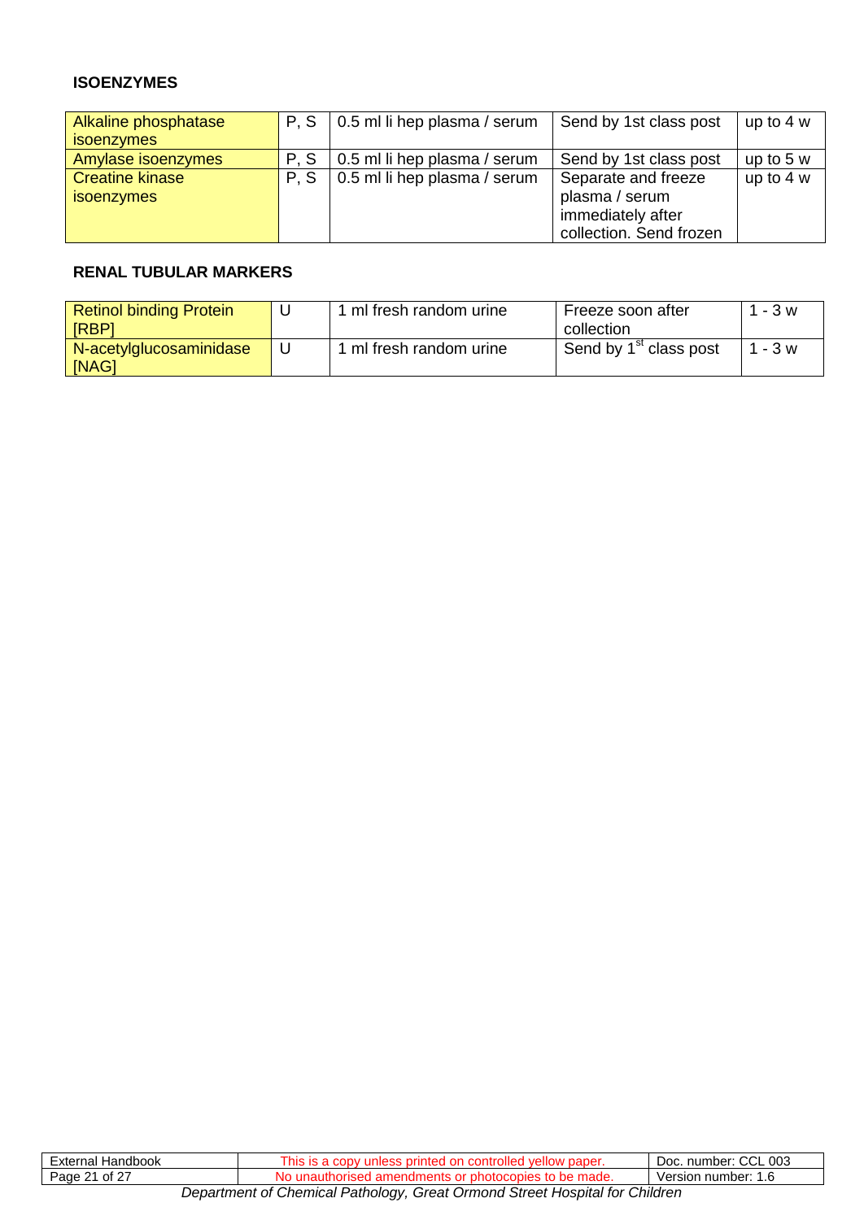### ISOENZYMES

| | | | | |
|---|---|---|---|---|
| Alkaline phosphatase isoenzymes | P, S | 0.5 ml li hep plasma / serum | Send by 1st class post | up to 4 w |
| Amylase isoenzymes | P, S | 0.5 ml li hep plasma / serum | Send by 1st class post | up to 5 w |
| Creatine kinase isoenzymes | P, S | 0.5 ml li hep plasma / serum | Separate and freeze plasma / serum immediately after collection. Send frozen | up to 4 w |

### RENAL TUBULAR MARKERS

| | | | | |
|---|---|---|---|---|
| Retinol binding Protein [RBP] | U | 1 ml fresh random urine | Freeze soon after collection | 1 - 3 w |
| N-acetylglucosaminidase [NAG] | U | 1 ml fresh random urine | Send by 1st class post | 1 - 3 w |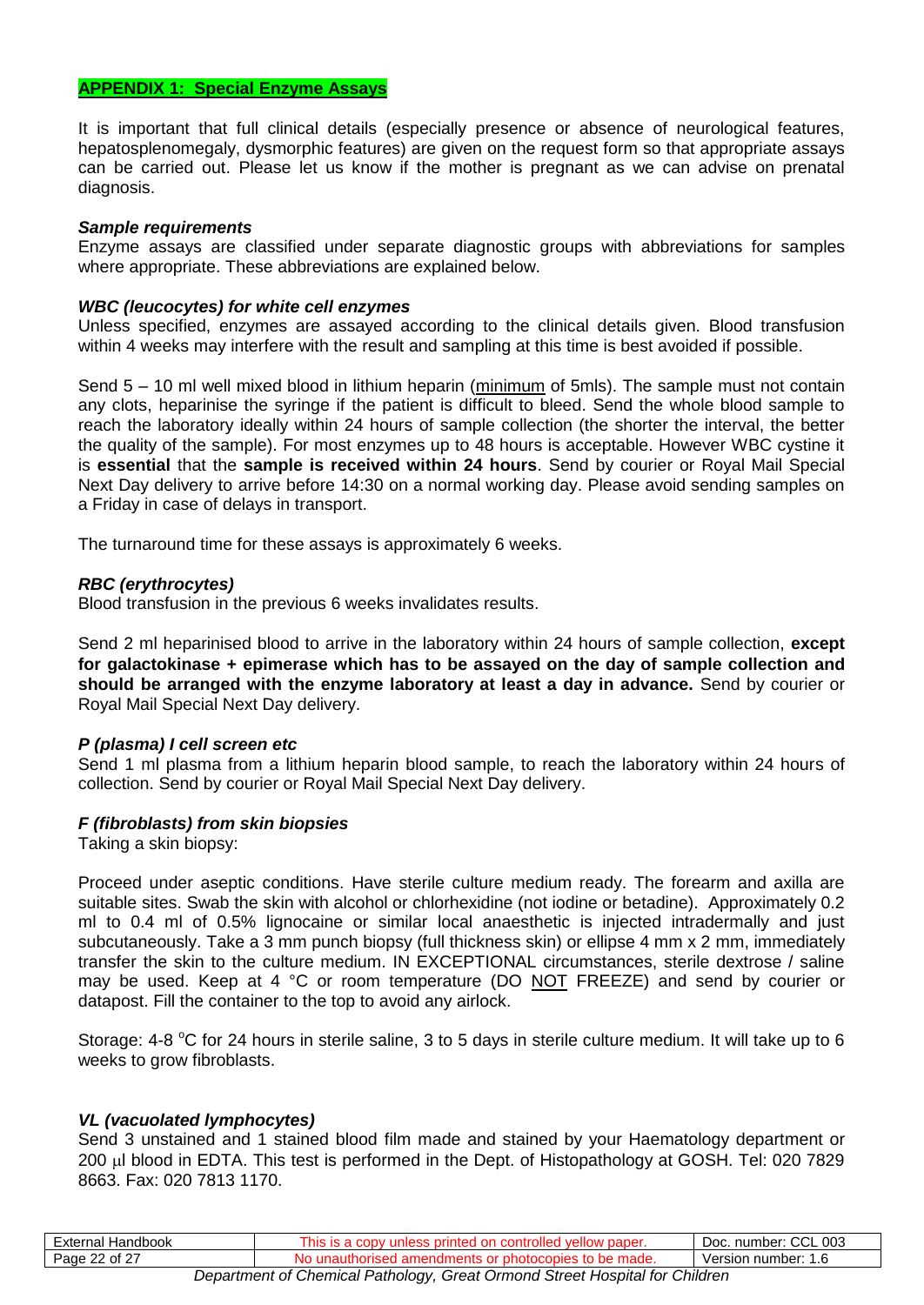## APPENDIX 1: Special Enzyme Assays

It is important that full clinical details (especially presence or absence of neurological features, hepatosplenomegaly, dysmorphic features) are given on the request form so that appropriate assays can be carried out. Please let us know if the mother is pregnant as we can advise on prenatal diagnosis.

### *Sample requirements*

Enzyme assays are classified under separate diagnostic groups with abbreviations for samples where appropriate. These abbreviations are explained below.

### *WBC (leucocytes) for white cell enzymes*

Unless specified, enzymes are assayed according to the clinical details given. Blood transfusion within 4 weeks may interfere with the result and sampling at this time is best avoided if possible.

Send 5 – 10 ml well mixed blood in lithium heparin (minimum of 5mls). The sample must not contain any clots, heparinise the syringe if the patient is difficult to bleed. Send the whole blood sample to reach the laboratory ideally within 24 hours of sample collection (the shorter the interval, the better the quality of the sample). For most enzymes up to 48 hours is acceptable. However WBC cystine it is **essential** that the **sample is received within 24 hours**. Send by courier or Royal Mail Special Next Day delivery to arrive before 14:30 on a normal working day. Please avoid sending samples on a Friday in case of delays in transport.

The turnaround time for these assays is approximately 6 weeks.

### *RBC (erythrocytes)*

Blood transfusion in the previous 6 weeks invalidates results.

Send 2 ml heparinised blood to arrive in the laboratory within 24 hours of sample collection, **except for galactokinase + epimerase which has to be assayed on the day of sample collection and should be arranged with the enzyme laboratory at least a day in advance.** Send by courier or Royal Mail Special Next Day delivery.

### *P (plasma) I cell screen etc*

Send 1 ml plasma from a lithium heparin blood sample, to reach the laboratory within 24 hours of collection. Send by courier or Royal Mail Special Next Day delivery.

### *F (fibroblasts) from skin biopsies*

Taking a skin biopsy:

Proceed under aseptic conditions. Have sterile culture medium ready. The forearm and axilla are suitable sites. Swab the skin with alcohol or chlorhexidine (not iodine or betadine). Approximately 0.2 ml to 0.4 ml of 0.5% lignocaine or similar local anaesthetic is injected intradermally and just subcutaneously. Take a 3 mm punch biopsy (full thickness skin) or ellipse 4 mm x 2 mm, immediately transfer the skin to the culture medium. IN EXCEPTIONAL circumstances, sterile dextrose / saline may be used. Keep at 4 °C or room temperature (DO NOT FREEZE) and send by courier or datapost. Fill the container to the top to avoid any airlock.

Storage: 4-8 °C for 24 hours in sterile saline, 3 to 5 days in sterile culture medium. It will take up to 6 weeks to grow fibroblasts.

### *VL (vacuolated lymphocytes)*

Send 3 unstained and 1 stained blood film made and stained by your Haematology department or 200 µl blood in EDTA. This test is performed in the Dept. of Histopathology at GOSH. Tel: 020 7829 8663. Fax: 020 7813 1170.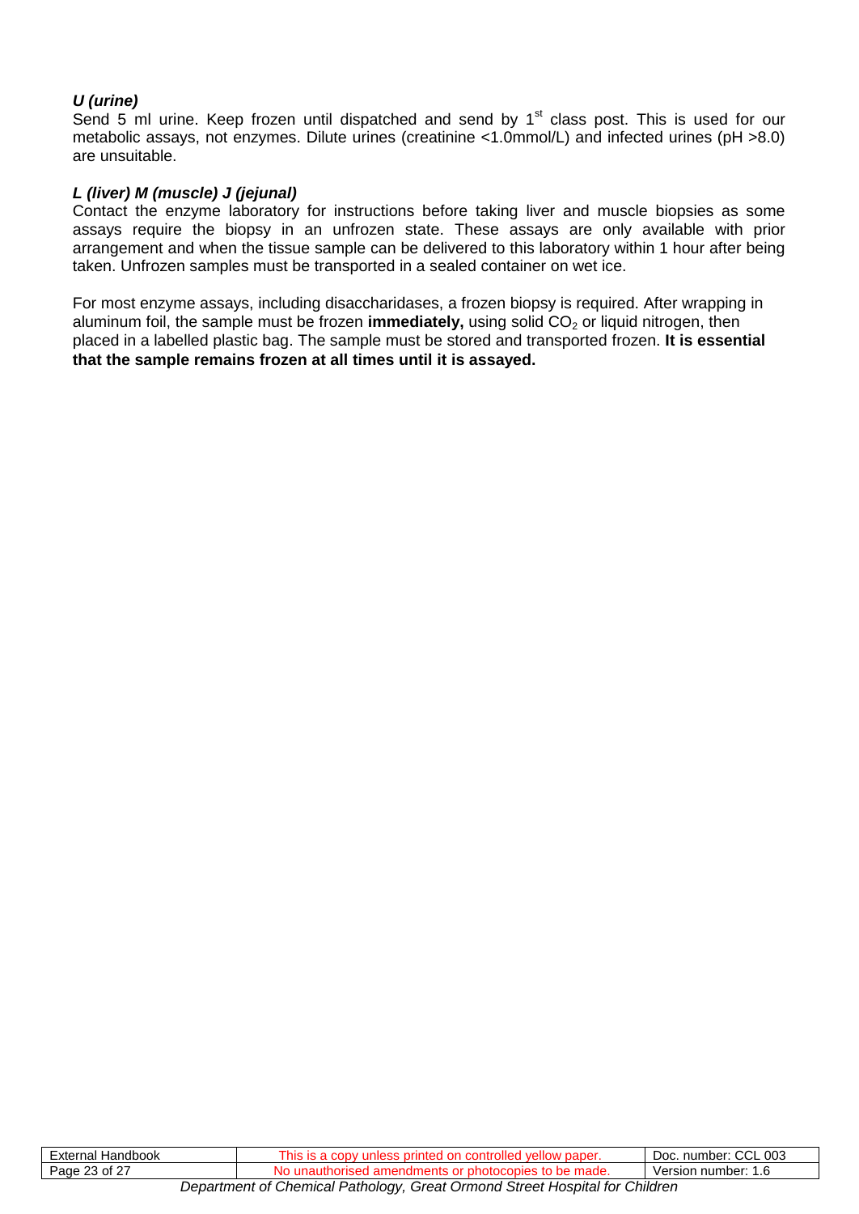***U (urine)***

Send 5 ml urine. Keep frozen until dispatched and send by 1st class post. This is used for our metabolic assays, not enzymes. Dilute urines (creatinine <1.0mmol/L) and infected urines (pH >8.0) are unsuitable.

***L (liver) M (muscle) J (jejunal)***

Contact the enzyme laboratory for instructions before taking liver and muscle biopsies as some assays require the biopsy in an unfrozen state. These assays are only available with prior arrangement and when the tissue sample can be delivered to this laboratory within 1 hour after being taken. Unfrozen samples must be transported in a sealed container on wet ice.

For most enzyme assays, including disaccharidases, a frozen biopsy is required. After wrapping in aluminum foil, the sample must be frozen **immediately,** using solid $CO_2$ or liquid nitrogen, then placed in a labelled plastic bag. The sample must be stored and transported frozen. **It is essential that the sample remains frozen at all times until it is assayed.**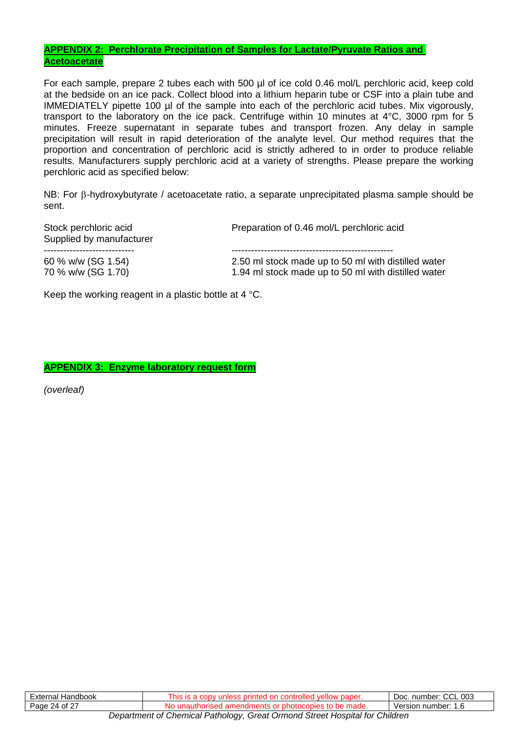## APPENDIX 2: Perchlorate Precipitation of Samples for Lactate/Pyruvate Ratios and Acetoacetate

For each sample, prepare 2 tubes each with 500 µl of ice cold 0.46 mol/L perchloric acid, keep cold at the bedside on an ice pack. Collect blood into a lithium heparin tube or CSF into a plain tube and IMMEDIATELY pipette 100 µl of the sample into each of the perchloric acid tubes. Mix vigorously, transport to the laboratory on the ice pack. Centrifuge within 10 minutes at 4°C, 3000 rpm for 5 minutes. Freeze supernatant in separate tubes and transport frozen. Any delay in sample precipitation will result in rapid deterioration of the analyte level. Our method requires that the proportion and concentration of perchloric acid is strictly adhered to in order to produce reliable results. Manufacturers supply perchloric acid at a variety of strengths. Please prepare the working perchloric acid as specified below:

NB: For β-hydroxybutyrate / acetoacetate ratio, a separate unprecipitated plasma sample should be sent.

| Stock perchloric acid Supplied by manufacturer | Preparation of 0.46 mol/L perchloric acid |
|---|---|
| 60 % w/w (SG 1.54) | 2.50 ml stock made up to 50 ml with distilled water |
| 70 % w/w (SG 1.70) | 1.94 ml stock made up to 50 ml with distilled water |

Keep the working reagent in a plastic bottle at 4 °C.

## APPENDIX 3: Enzyme laboratory request form

*(overleaf)*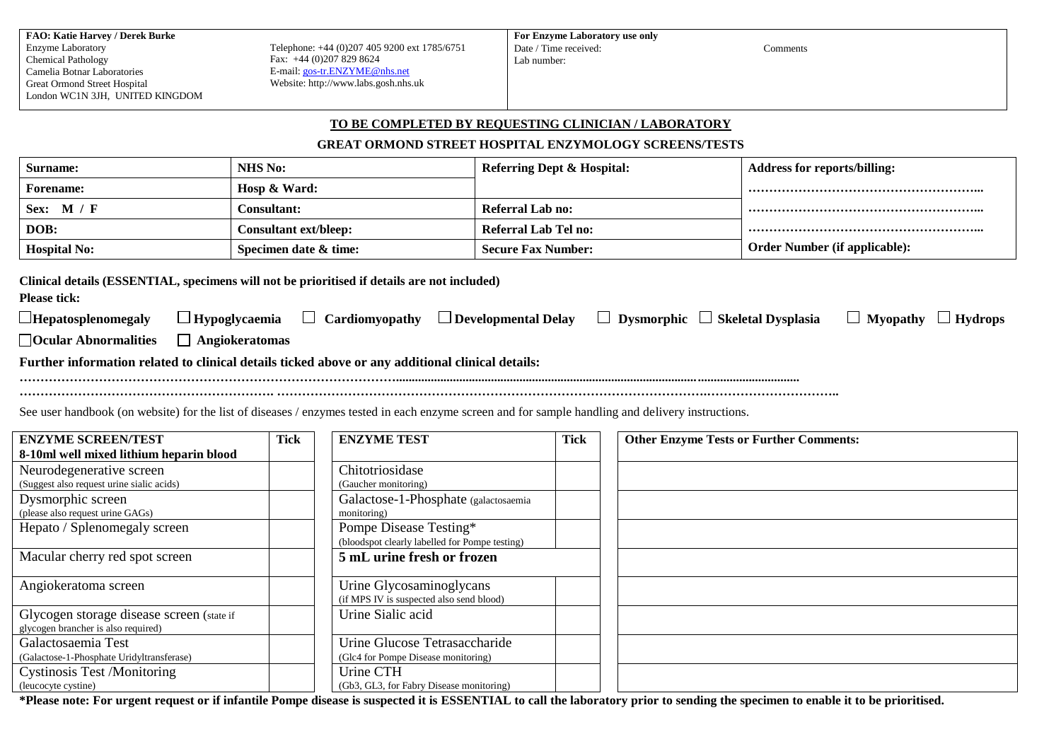**FAO: Katie Harvey / Derek Burke**
Enzyme Laboratory
Chemical Pathology
Camelia Botnar Laboratories
Great Ormond Street Hospital
London WC1N 3JH, UNITED KINGDOM

Telephone: +44 (0)207 405 9200 ext 1785/6751
Fax: +44 (0)207 829 8624
E-mail: gos-tr.ENZYME@nhs.net
Website: http://www.labs.gosh.nhs.uk

**For Enzyme Laboratory use only**
Date / Time received:
Lab number:
Comments

## TO BE COMPLETED BY REQUESTING CLINICIAN / LABORATORY

### GREAT ORMOND STREET HOSPITAL ENZYMOLOGY SCREENS/TESTS

| Surname: | NHS No: | Referring Dept & Hospital: | Address for reports/billing: |
|---|---|---|---|
| Forename: | Hosp & Ward: | | ……………………………………………... |
| Sex: M / F | Consultant: | Referral Lab no: | ……………………………………………... |
| DOB: | Consultant ext/bleep: | Referral Lab Tel no: | ……………………………………………... |
| Hospital No: | Specimen date & time: | Secure Fax Number: | Order Number (if applicable): |

**Clinical details (ESSENTIAL, specimens will not be prioritised if details are not included)**

**Please tick:**

☐ **Hepatosplenomegaly** ☐ **Hypoglycaemia** ☐ **Cardiomyopathy** ☐ **Developmental Delay** ☐ **Dysmorphic** ☐ **Skeletal Dysplasia** ☐ **Myopathy** ☐ **Hydrops**

☐ **Ocular Abnormalities** ☐ **Angiokeratomas**

**Further information related to clinical details ticked above or any additional clinical details:**

………………………………………………………………………………………………………………………………………………………

………………………………………………………. ……………………………………………………………………………………………………………………..

See user handbook (on website) for the list of diseases / enzymes tested in each enzyme screen and for sample handling and delivery instructions.

| ENZYME SCREEN/TEST 8-10ml well mixed lithium heparin blood | Tick |
|---|---|
| Neurodegenerative screen (Suggest also request urine sialic acids) | |
| Dysmorphic screen (please also request urine GAGs) | |
| Hepato / Splenomegaly screen | |
| Macular cherry red spot screen | |
| Angiokeratoma screen | |
| Glycogen storage disease screen (state if glycogen brancher is also required) | |
| Galactosaemia Test (Galactose-1-Phosphate Uridyltransferase) | |
| Cystinosis Test /Monitoring (leucocyte cystine) | |

| ENZYME TEST | Tick |
|---|---|
| Chitotriosidase (Gaucher monitoring) | |
| Galactose-1-Phosphate (galactosaemia monitoring) | |
| Pompe Disease Testing* (bloodspot clearly labelled for Pompe testing) | |
| **5 mL urine fresh or frozen** | |
| Urine Glycosaminoglycans (if MPS IV is suspected also send blood) | |
| Urine Sialic acid | |
| Urine Glucose Tetrasaccharide (Glc4 for Pompe Disease monitoring) | |
| Urine CTH (Gb3, GL3, for Fabry Disease monitoring) | |

| Other Enzyme Tests or Further Comments: |
|---|
| |
| |
| |
| |
| |
| |
| |
| |

**\*Please note: For urgent request or if infantile Pompe disease is suspected it is ESSENTIAL to call the laboratory prior to sending the specimen to enable it to be prioritised.**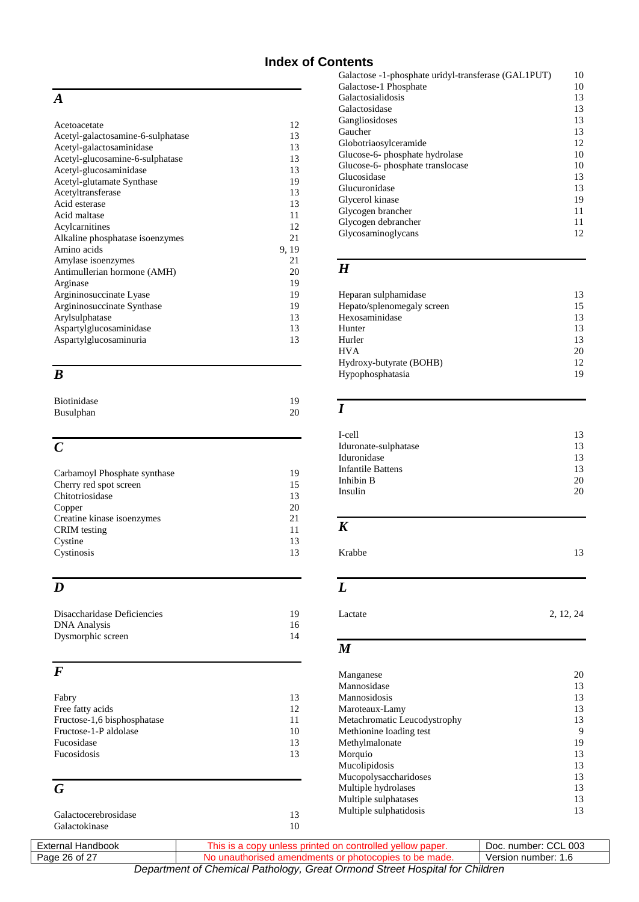# Index of Contents

### *A*

| | |
|---|---|
| Acetoacetate | 12 |
| Acetyl-galactosamine-6-sulphatase | 13 |
| Acetyl-galactosaminidase | 13 |
| Acetyl-glucosamine-6-sulphatase | 13 |
| Acetyl-glucosaminidase | 13 |
| Acetyl-glutamate Synthase | 19 |
| Acetyltransferase | 13 |
| Acid esterase | 13 |
| Acid maltase | 11 |
| Acylcarnitines | 12 |
| Alkaline phosphatase isoenzymes | 21 |
| Amino acids | 9, 19 |
| Amylase isoenzymes | 21 |
| Antimullerian hormone (AMH) | 20 |
| Arginase | 19 |
| Argininosuccinate Lyase | 19 |
| Argininosuccinate Synthase | 19 |
| Arylsulphatase | 13 |
| Aspartylglucosaminidase | 13 |
| Aspartylglucosaminuria | 13 |

### *B*

| | |
|---|---|
| Biotinidase | 19 |
| Busulphan | 20 |

### *C*

| | |
|---|---|
| Carbamoyl Phosphate synthase | 19 |
| Cherry red spot screen | 15 |
| Chitotriosidase | 13 |
| Copper | 20 |
| Creatine kinase isoenzymes | 21 |
| CRIM testing | 11 |
| Cystine | 13 |
| Cystinosis | 13 |

### *D*

| | |
|---|---|
| Disaccharidase Deficiencies | 19 |
| DNA Analysis | 16 |
| Dysmorphic screen | 14 |

### *F*

| | |
|---|---|
| Fabry | 13 |
| Free fatty acids | 12 |
| Fructose-1,6 bisphosphatase | 11 |
| Fructose-1-P aldolase | 10 |
| Fucosidase | 13 |
| Fucosidosis | 13 |

### *G*

| | |
|---|---|
| Galactocerebrosidase | 13 |
| Galactokinase | 10 |
| Galactose -1-phosphate uridyl-transferase (GAL1PUT) | 10 |
| Galactose-1 Phosphate | 10 |
| Galactosialidosis | 13 |
| Galactosidase | 13 |
| Gangliosidoses | 13 |
| Gaucher | 13 |
| Globotriaosylceramide | 12 |
| Glucose-6- phosphate hydrolase | 10 |
| Glucose-6- phosphate translocase | 10 |
| Glucosidase | 13 |
| Glucuronidase | 13 |
| Glycerol kinase | 19 |
| Glycogen brancher | 11 |
| Glycogen debrancher | 11 |
| Glycosaminoglycans | 12 |

### *H*

| | |
|---|---|
| Heparan sulphamidase | 13 |
| Hepato/splenomegaly screen | 15 |
| Hexosaminidase | 13 |
| Hunter | 13 |
| Hurler | 13 |
| HVA | 20 |
| Hydroxy-butyrate (BOHB) | 12 |
| Hypophosphatasia | 19 |

### *I*

| | |
|---|---|
| I-cell | 13 |
| Iduronate-sulphatase | 13 |
| Iduronidase | 13 |
| Infantile Battens | 13 |
| Inhibin B | 20 |
| Insulin | 20 |

### *K*

| | |
|---|---|
| Krabbe | 13 |

### *L*

| | |
|---|---|
| Lactate | 2, 12, 24 |

### *M*

| | |
|---|---|
| Manganese | 20 |
| Mannosidase | 13 |
| Mannosidosis | 13 |
| Maroteaux-Lamy | 13 |
| Metachromatic Leucodystrophy | 13 |
| Methionine loading test | 9 |
| Methylmalonate | 19 |
| Morquio | 13 |
| Mucolipidosis | 13 |
| Mucopolysaccharidoses | 13 |
| Multiple hydrolases | 13 |
| Multiple sulphatases | 13 |
| Multiple sulphatidosis | 13 |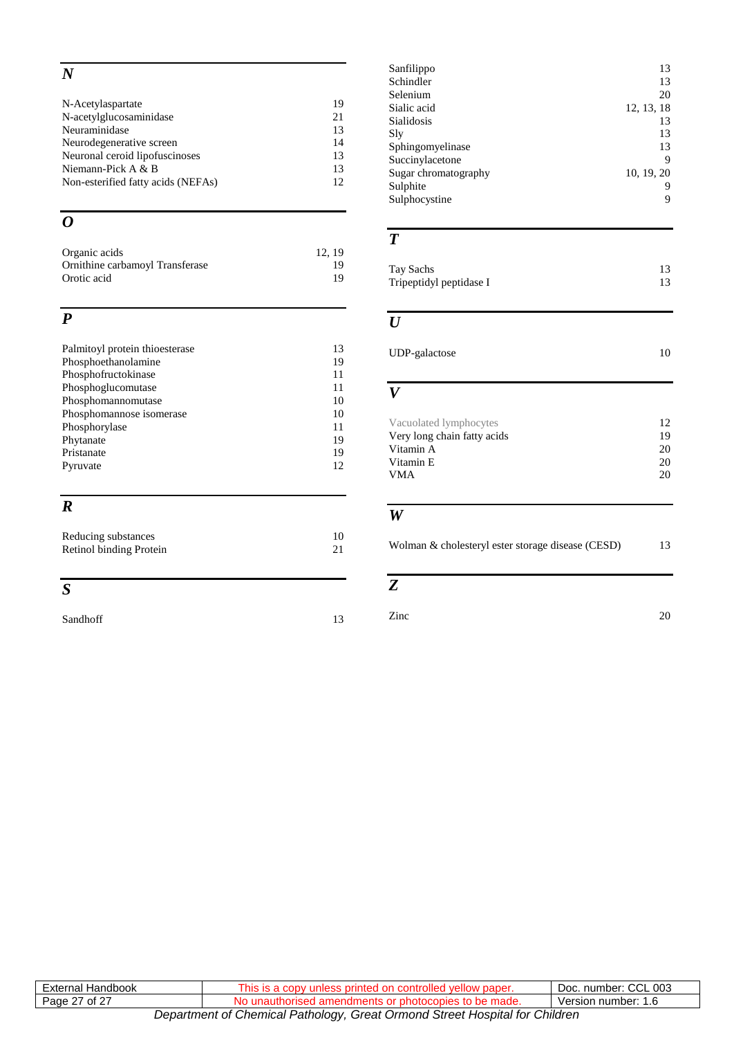## N

| | |
|---|---|
| N-Acetylaspartate | 19 |
| N-acetylglucosaminidase | 21 |
| Neuraminidase | 13 |
| Neurodegenerative screen | 14 |
| Neuronal ceroid lipofuscinoses | 13 |
| Niemann-Pick A & B | 13 |
| Non-esterified fatty acids (NEFAs) | 12 |

## O

| | |
|---|---|
| Organic acids | 12, 19 |
| Ornithine carbamoyl Transferase | 19 |
| Orotic acid | 19 |

## P

| | |
|---|---|
| Palmitoyl protein thioesterase | 13 |
| Phosphoethanolamine | 19 |
| Phosphofructokinase | 11 |
| Phosphoglucomutase | 11 |
| Phosphomannomutase | 10 |
| Phosphomannose isomerase | 10 |
| Phosphorylase | 11 |
| Phytanate | 19 |
| Pristanate | 19 |
| Pyruvate | 12 |

## R

| | |
|---|---|
| Reducing substances | 10 |
| Retinol binding Protein | 21 |

## S

| | |
|---|---|
| Sandhoff | 13 |
| Sanfilippo | 13 |
| Schindler | 13 |
| Selenium | 20 |
| Sialic acid | 12, 13, 18 |
| Sialidosis | 13 |
| Sly | 13 |
| Sphingomyelinase | 13 |
| Succinylacetone | 9 |
| Sugar chromatography | 10, 19, 20 |
| Sulphite | 9 |
| Sulphocystine | 9 |

## T

| | |
|---|---|
| Tay Sachs | 13 |
| Tripeptidyl peptidase I | 13 |

## U

| | |
|---|---|
| UDP-galactose | 10 |

## V

| | |
|---|---|
| Vacuolated lymphocytes | 12 |
| Very long chain fatty acids | 19 |
| Vitamin A | 20 |
| Vitamin E | 20 |
| VMA | 20 |

## W

| | |
|---|---|
| Wolman & cholesteryl ester storage disease (CESD) | 13 |

## Z

| | |
|---|---|
| Zinc | 20 |